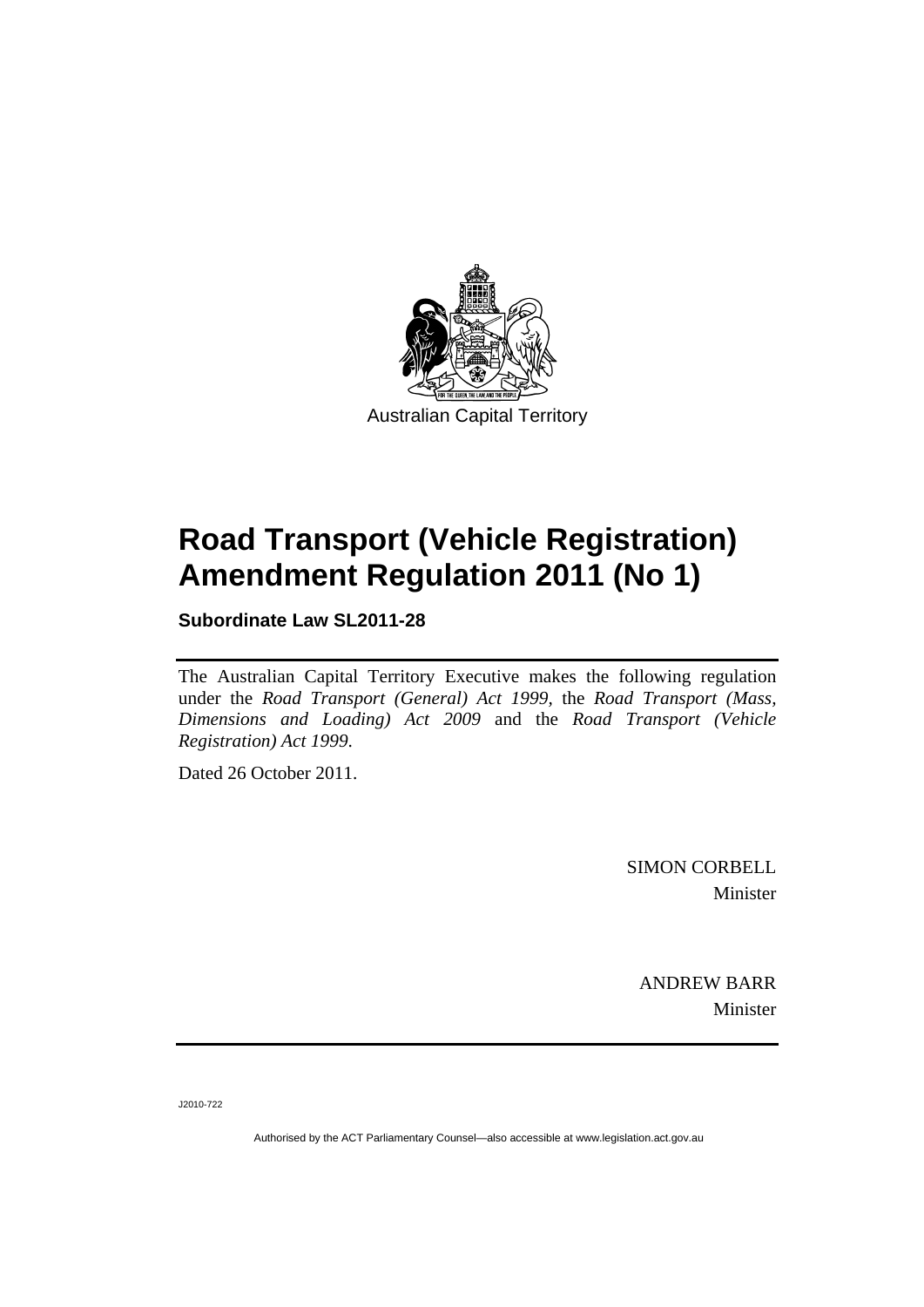Australian Capital Territory

# Road Transport (Vehicle Registration) Amendment Regulation 2011 (No 1)

**Subordinate Law SL2011-28**

The Australian Capital Territory Executive makes the following regulation under the *Road Transport (General) Act 1999*, the *Road Transport (Mass, Dimensions and Loading) Act 2009* and the *Road Transport (Vehicle Registration) Act 1999*.

Dated 26 October 2011.

SIMON CORBELL
Minister

ANDREW BARR
Minister

J2010-722

Authorised by the ACT Parliamentary Counsel—also accessible at www.legislation.act.gov.au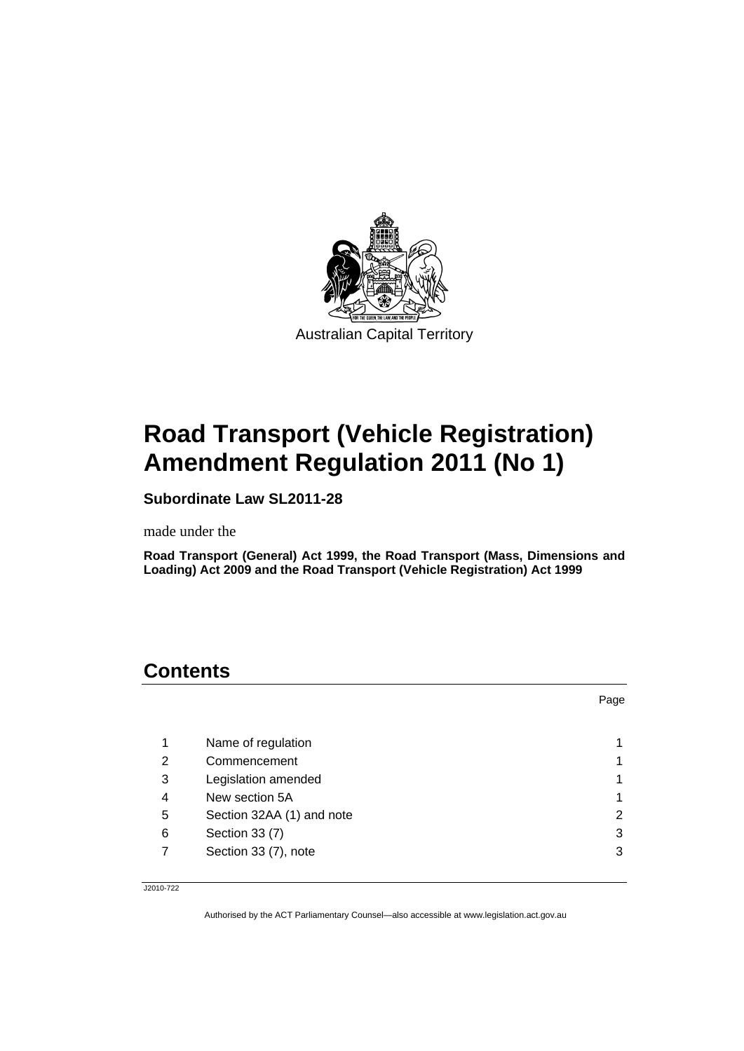Australian Capital Territory

# Road Transport (Vehicle Registration) Amendment Regulation 2011 (No 1)

**Subordinate Law SL2011-28**

made under the

**Road Transport (General) Act 1999, the Road Transport (Mass, Dimensions and Loading) Act 2009 and the Road Transport (Vehicle Registration) Act 1999**

## Contents

| | | Page |
|---|---|---|
| 1 | Name of regulation | 1 |
| 2 | Commencement | 1 |
| 3 | Legislation amended | 1 |
| 4 | New section 5A | 1 |
| 5 | Section 32AA (1) and note | 2 |
| 6 | Section 33 (7) | 3 |
| 7 | Section 33 (7), note | 3 |

J2010-722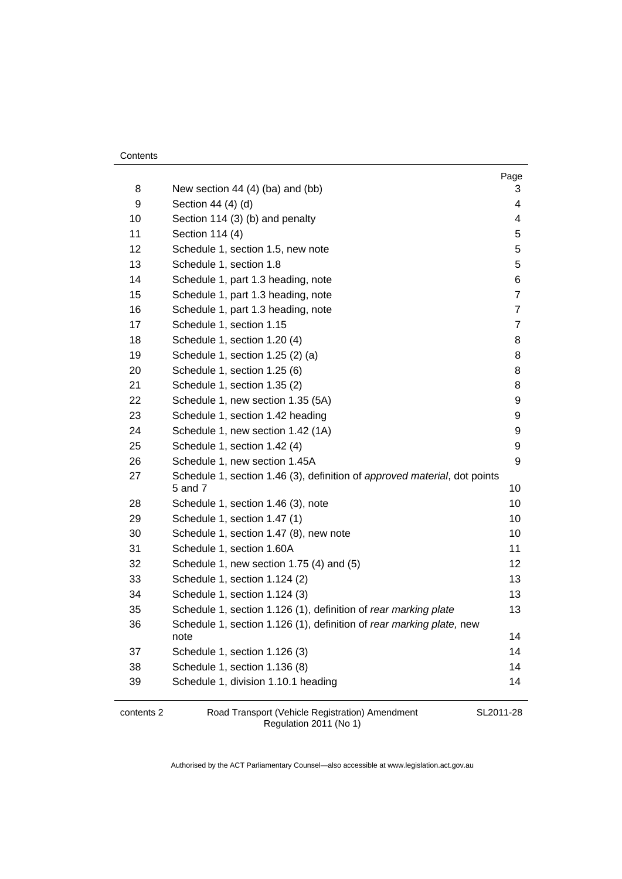| | | Page |
|---|---|---|
| 8 | New section 44 (4) (ba) and (bb) | 3 |
| 9 | Section 44 (4) (d) | 4 |
| 10 | Section 114 (3) (b) and penalty | 4 |
| 11 | Section 114 (4) | 5 |
| 12 | Schedule 1, section 1.5, new note | 5 |
| 13 | Schedule 1, section 1.8 | 5 |
| 14 | Schedule 1, part 1.3 heading, note | 6 |
| 15 | Schedule 1, part 1.3 heading, note | 7 |
| 16 | Schedule 1, part 1.3 heading, note | 7 |
| 17 | Schedule 1, section 1.15 | 7 |
| 18 | Schedule 1, section 1.20 (4) | 8 |
| 19 | Schedule 1, section 1.25 (2) (a) | 8 |
| 20 | Schedule 1, section 1.25 (6) | 8 |
| 21 | Schedule 1, section 1.35 (2) | 8 |
| 22 | Schedule 1, new section 1.35 (5A) | 9 |
| 23 | Schedule 1, section 1.42 heading | 9 |
| 24 | Schedule 1, new section 1.42 (1A) | 9 |
| 25 | Schedule 1, section 1.42 (4) | 9 |
| 26 | Schedule 1, new section 1.45A | 9 |
| 27 | Schedule 1, section 1.46 (3), definition of *approved material*, dot points 5 and 7 | 10 |
| 28 | Schedule 1, section 1.46 (3), note | 10 |
| 29 | Schedule 1, section 1.47 (1) | 10 |
| 30 | Schedule 1, section 1.47 (8), new note | 10 |
| 31 | Schedule 1, section 1.60A | 11 |
| 32 | Schedule 1, new section 1.75 (4) and (5) | 12 |
| 33 | Schedule 1, section 1.124 (2) | 13 |
| 34 | Schedule 1, section 1.124 (3) | 13 |
| 35 | Schedule 1, section 1.126 (1), definition of *rear marking plate* | 13 |
| 36 | Schedule 1, section 1.126 (1), definition of *rear marking plate,* new note | 14 |
| 37 | Schedule 1, section 1.126 (3) | 14 |
| 38 | Schedule 1, section 1.136 (8) | 14 |
| 39 | Schedule 1, division 1.10.1 heading | 14 |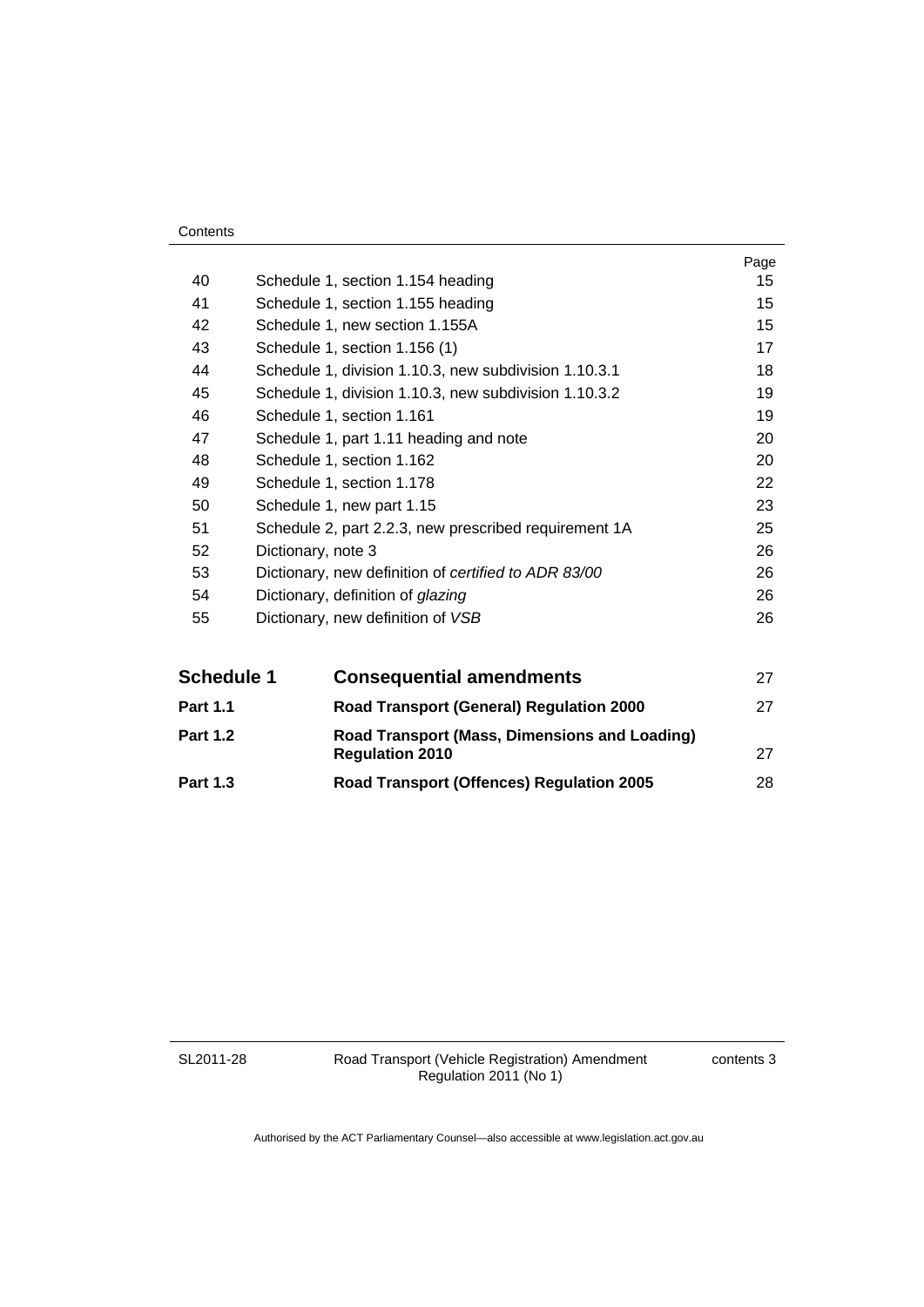| | | Page |
|---|---|---|
| 40 | Schedule 1, section 1.154 heading | 15 |
| 41 | Schedule 1, section 1.155 heading | 15 |
| 42 | Schedule 1, new section 1.155A | 15 |
| 43 | Schedule 1, section 1.156 (1) | 17 |
| 44 | Schedule 1, division 1.10.3, new subdivision 1.10.3.1 | 18 |
| 45 | Schedule 1, division 1.10.3, new subdivision 1.10.3.2 | 19 |
| 46 | Schedule 1, section 1.161 | 19 |
| 47 | Schedule 1, part 1.11 heading and note | 20 |
| 48 | Schedule 1, section 1.162 | 20 |
| 49 | Schedule 1, section 1.178 | 22 |
| 50 | Schedule 1, new part 1.15 | 23 |
| 51 | Schedule 2, part 2.2.3, new prescribed requirement 1A | 25 |
| 52 | Dictionary, note 3 | 26 |
| 53 | Dictionary, new definition of *certified to ADR 83/00* | 26 |
| 54 | Dictionary, definition of *glazing* | 26 |
| 55 | Dictionary, new definition of *VSB* | 26 |

| | | |
|---|---|---|
| **Schedule 1** | **Consequential amendments** | 27 |
| **Part 1.1** | **Road Transport (General) Regulation 2000** | 27 |
| **Part 1.2** | **Road Transport (Mass, Dimensions and Loading) Regulation 2010** | 27 |
| **Part 1.3** | **Road Transport (Offences) Regulation 2005** | 28 |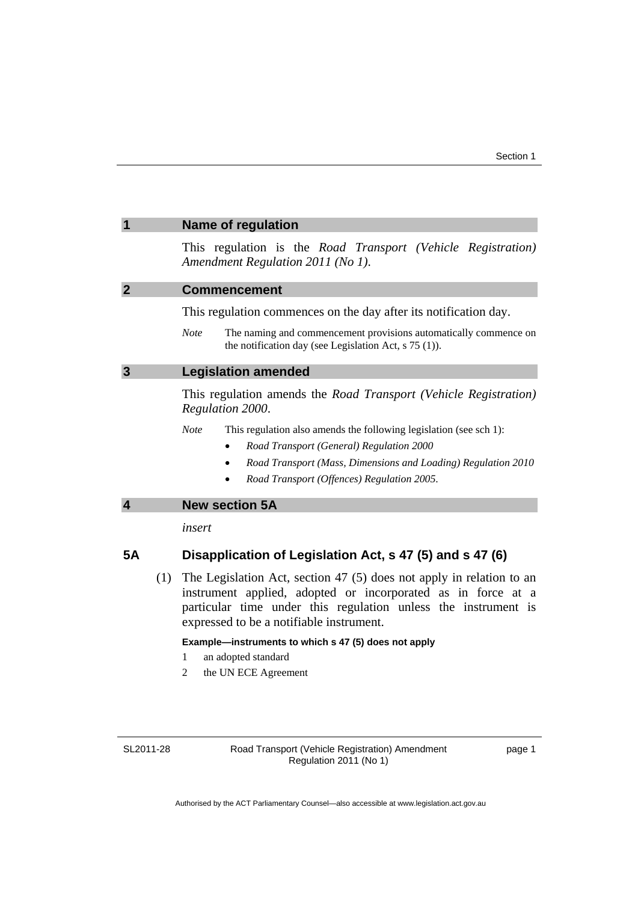## 1 Name of regulation

This regulation is the *Road Transport (Vehicle Registration) Amendment Regulation 2011 (No 1)*.

## 2 Commencement

This regulation commences on the day after its notification day.

*Note* The naming and commencement provisions automatically commence on the notification day (see Legislation Act, s 75 (1)).

## 3 Legislation amended

This regulation amends the *Road Transport (Vehicle Registration) Regulation 2000*.

*Note* This regulation also amends the following legislation (see sch 1):

- *Road Transport (General) Regulation 2000*
- *Road Transport (Mass, Dimensions and Loading) Regulation 2010*
- *Road Transport (Offences) Regulation 2005*.

## 4 New section 5A

*insert*

### 5A Disapplication of Legislation Act, s 47 (5) and s 47 (6)

(1) The Legislation Act, section 47 (5) does not apply in relation to an instrument applied, adopted or incorporated as in force at a particular time under this regulation unless the instrument is expressed to be a notifiable instrument.

**Example—instruments to which s 47 (5) does not apply**

1 an adopted standard

2 the UN ECE Agreement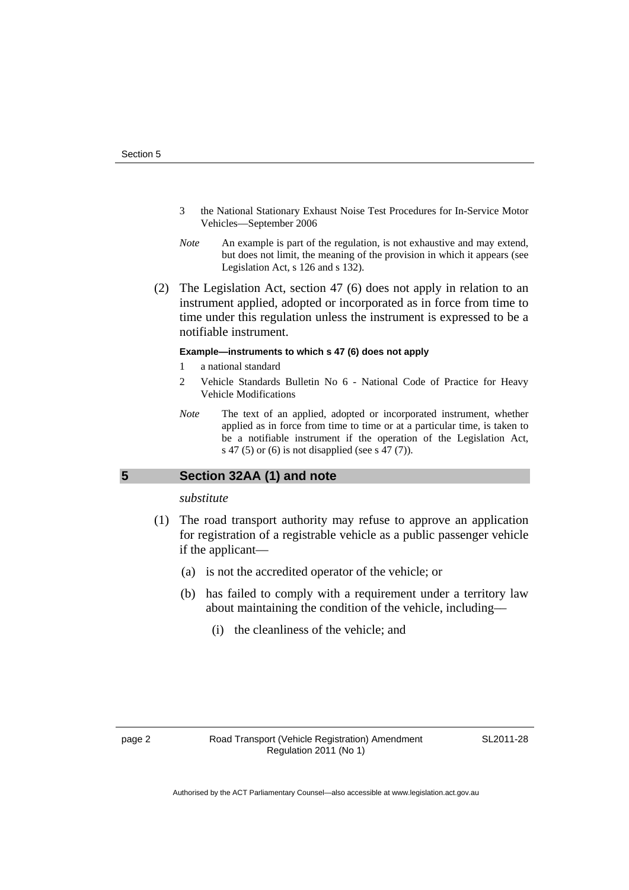3 the National Stationary Exhaust Noise Test Procedures for In-Service Motor Vehicles—September 2006

*Note* An example is part of the regulation, is not exhaustive and may extend, but does not limit, the meaning of the provision in which it appears (see Legislation Act, s 126 and s 132).

(2) The Legislation Act, section 47 (6) does not apply in relation to an instrument applied, adopted or incorporated as in force from time to time under this regulation unless the instrument is expressed to be a notifiable instrument.

**Example—instruments to which s 47 (6) does not apply**

1 a national standard

2 Vehicle Standards Bulletin No 6 - National Code of Practice for Heavy Vehicle Modifications

*Note* The text of an applied, adopted or incorporated instrument, whether applied as in force from time to time or at a particular time, is taken to be a notifiable instrument if the operation of the Legislation Act, s 47 (5) or (6) is not disapplied (see s 47 (7)).

## 5 Section 32AA (1) and note

*substitute*

(1) The road transport authority may refuse to approve an application for registration of a registrable vehicle as a public passenger vehicle if the applicant—

(a) is not the accredited operator of the vehicle; or

(b) has failed to comply with a requirement under a territory law about maintaining the condition of the vehicle, including—

(i) the cleanliness of the vehicle; and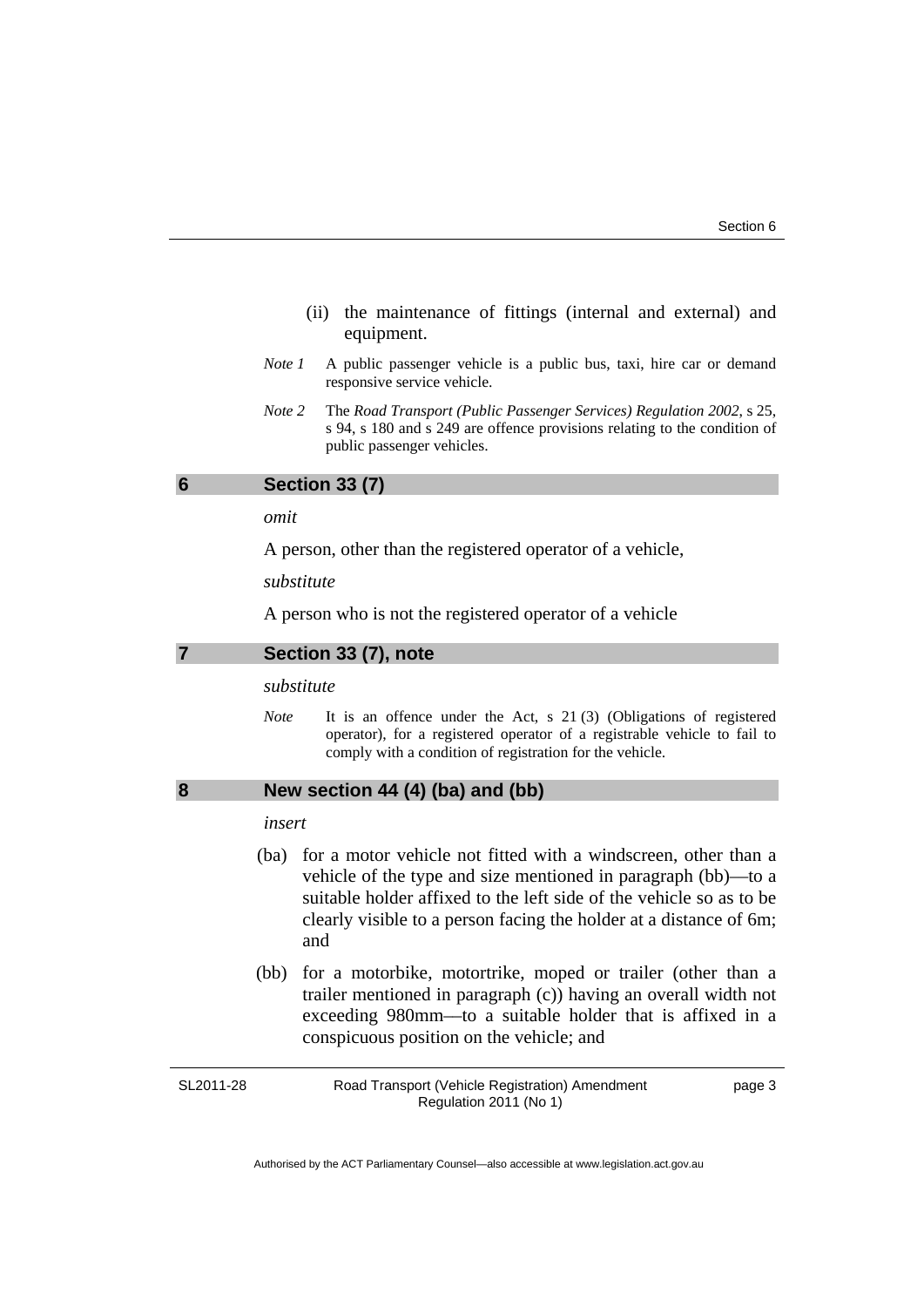(ii) the maintenance of fittings (internal and external) and equipment.

*Note 1* A public passenger vehicle is a public bus, taxi, hire car or demand responsive service vehicle.

*Note 2* The *Road Transport (Public Passenger Services) Regulation 2002*, s 25, s 94, s 180 and s 249 are offence provisions relating to the condition of public passenger vehicles.

## 6 Section 33 (7)

*omit*

A person, other than the registered operator of a vehicle,

*substitute*

A person who is not the registered operator of a vehicle

## 7 Section 33 (7), note

*substitute*

*Note* It is an offence under the Act, s 21 (3) (Obligations of registered operator), for a registered operator of a registrable vehicle to fail to comply with a condition of registration for the vehicle.

## 8 New section 44 (4) (ba) and (bb)

*insert*

(ba) for a motor vehicle not fitted with a windscreen, other than a vehicle of the type and size mentioned in paragraph (bb)—to a suitable holder affixed to the left side of the vehicle so as to be clearly visible to a person facing the holder at a distance of 6m; and

(bb) for a motorbike, motortrike, moped or trailer (other than a trailer mentioned in paragraph (c)) having an overall width not exceeding 980mm—to a suitable holder that is affixed in a conspicuous position on the vehicle; and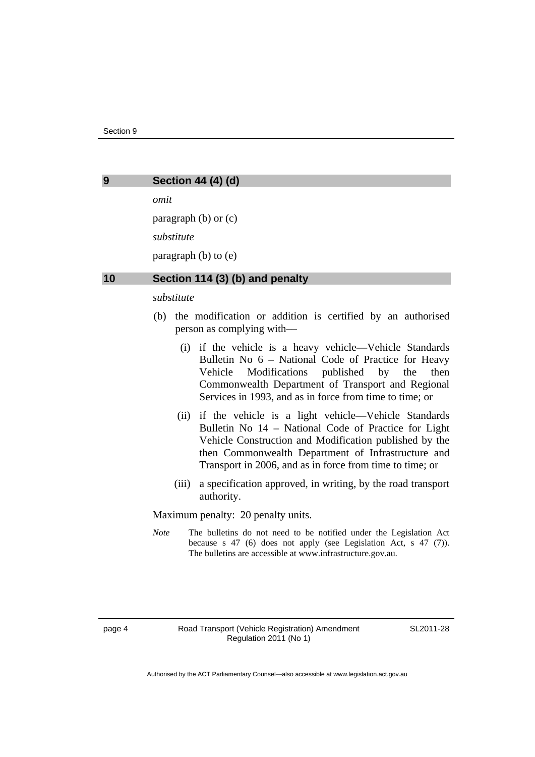## 9 Section 44 (4) (d)

*omit*

paragraph (b) or (c)

*substitute*

paragraph (b) to (e)

## 10 Section 114 (3) (b) and penalty

*substitute*

(b) the modification or addition is certified by an authorised person as complying with—

(i) if the vehicle is a heavy vehicle—Vehicle Standards Bulletin No 6 – National Code of Practice for Heavy Vehicle Modifications published by the then Commonwealth Department of Transport and Regional Services in 1993, and as in force from time to time; or

(ii) if the vehicle is a light vehicle—Vehicle Standards Bulletin No 14 – National Code of Practice for Light Vehicle Construction and Modification published by the then Commonwealth Department of Infrastructure and Transport in 2006, and as in force from time to time; or

(iii) a specification approved, in writing, by the road transport authority.

Maximum penalty: 20 penalty units.

*Note* The bulletins do not need to be notified under the Legislation Act because s 47 (6) does not apply (see Legislation Act, s 47 (7)). The bulletins are accessible at www.infrastructure.gov.au.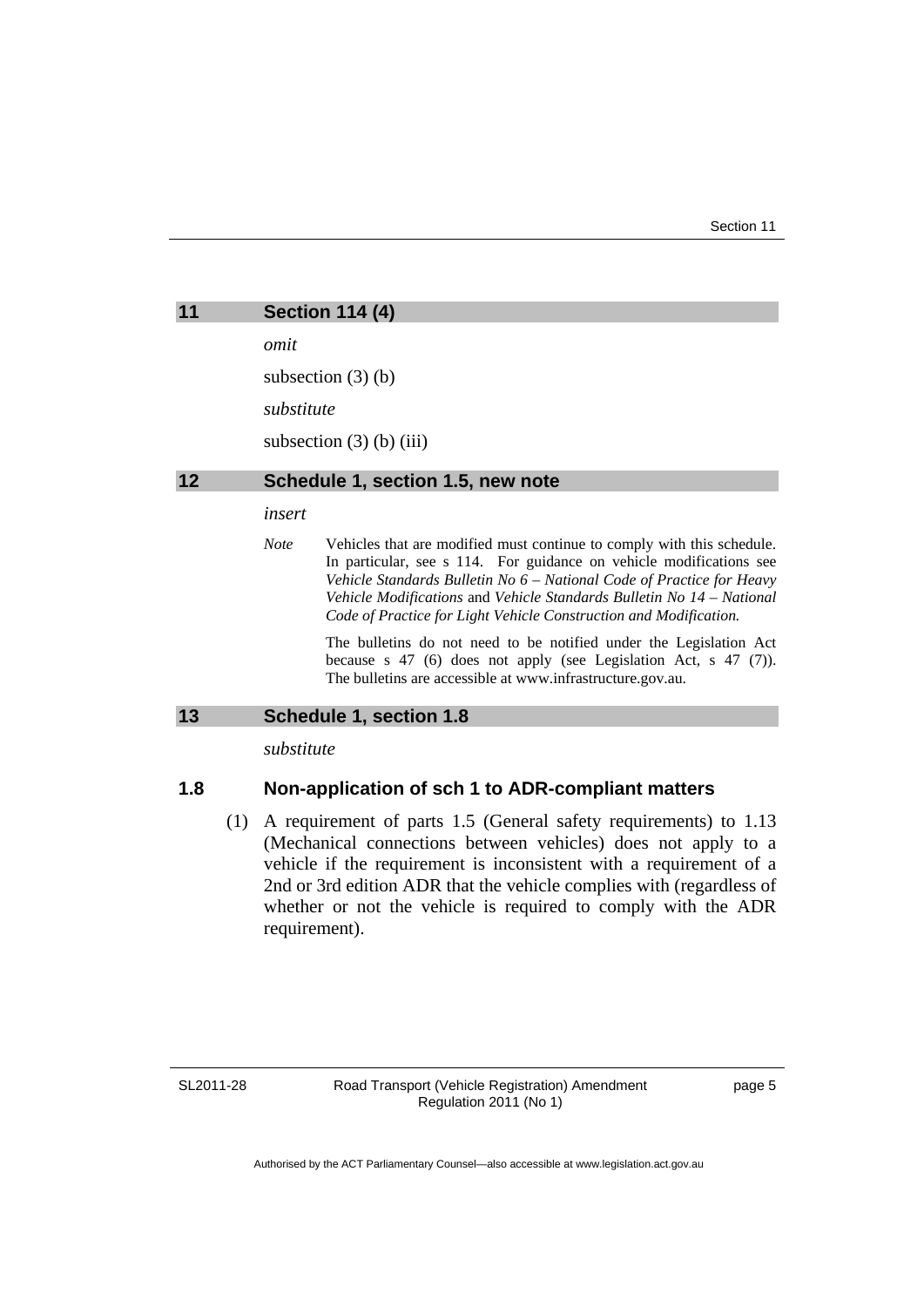## 11 Section 114 (4)

*omit*

subsection (3) (b)

*substitute*

subsection (3) (b) (iii)

## 12 Schedule 1, section 1.5, new note

*insert*

*Note* Vehicles that are modified must continue to comply with this schedule. In particular, see s 114. For guidance on vehicle modifications see *Vehicle Standards Bulletin No 6 – National Code of Practice for Heavy Vehicle Modifications* and *Vehicle Standards Bulletin No 14 – National Code of Practice for Light Vehicle Construction and Modification.*

The bulletins do not need to be notified under the Legislation Act because s 47 (6) does not apply (see Legislation Act, s 47 (7)). The bulletins are accessible at www.infrastructure.gov.au.

## 13 Schedule 1, section 1.8

*substitute*

### 1.8 Non-application of sch 1 to ADR-compliant matters

(1) A requirement of parts 1.5 (General safety requirements) to 1.13 (Mechanical connections between vehicles) does not apply to a vehicle if the requirement is inconsistent with a requirement of a 2nd or 3rd edition ADR that the vehicle complies with (regardless of whether or not the vehicle is required to comply with the ADR requirement).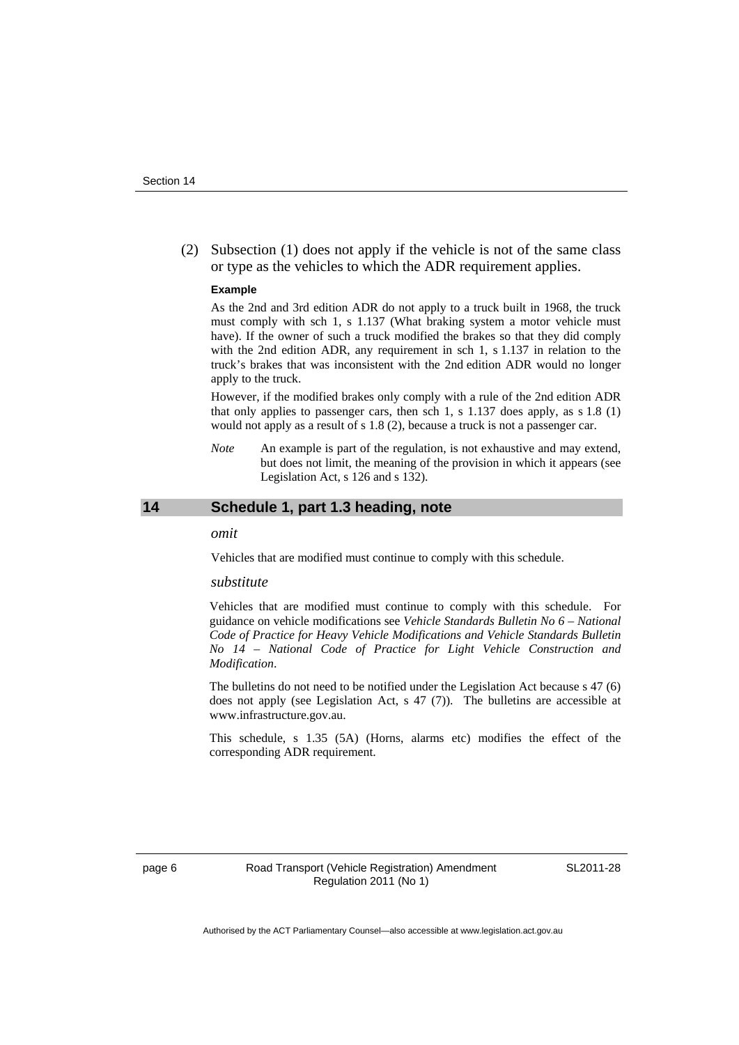(2) Subsection (1) does not apply if the vehicle is not of the same class or type as the vehicles to which the ADR requirement applies.

**Example**

As the 2nd and 3rd edition ADR do not apply to a truck built in 1968, the truck must comply with sch 1, s 1.137 (What braking system a motor vehicle must have). If the owner of such a truck modified the brakes so that they did comply with the 2nd edition ADR, any requirement in sch 1, s 1.137 in relation to the truck's brakes that was inconsistent with the 2nd edition ADR would no longer apply to the truck.

However, if the modified brakes only comply with a rule of the 2nd edition ADR that only applies to passenger cars, then sch 1, s 1.137 does apply, as s 1.8 (1) would not apply as a result of s 1.8 (2), because a truck is not a passenger car.

*Note* An example is part of the regulation, is not exhaustive and may extend, but does not limit, the meaning of the provision in which it appears (see Legislation Act, s 126 and s 132).

## 14 Schedule 1, part 1.3 heading, note

*omit*

Vehicles that are modified must continue to comply with this schedule.

*substitute*

Vehicles that are modified must continue to comply with this schedule. For guidance on vehicle modifications see *Vehicle Standards Bulletin No 6 – National Code of Practice for Heavy Vehicle Modifications and Vehicle Standards Bulletin No 14 – National Code of Practice for Light Vehicle Construction and Modification*.

The bulletins do not need to be notified under the Legislation Act because s 47 (6) does not apply (see Legislation Act, s 47 (7)). The bulletins are accessible at www.infrastructure.gov.au.

This schedule, s 1.35 (5A) (Horns, alarms etc) modifies the effect of the corresponding ADR requirement.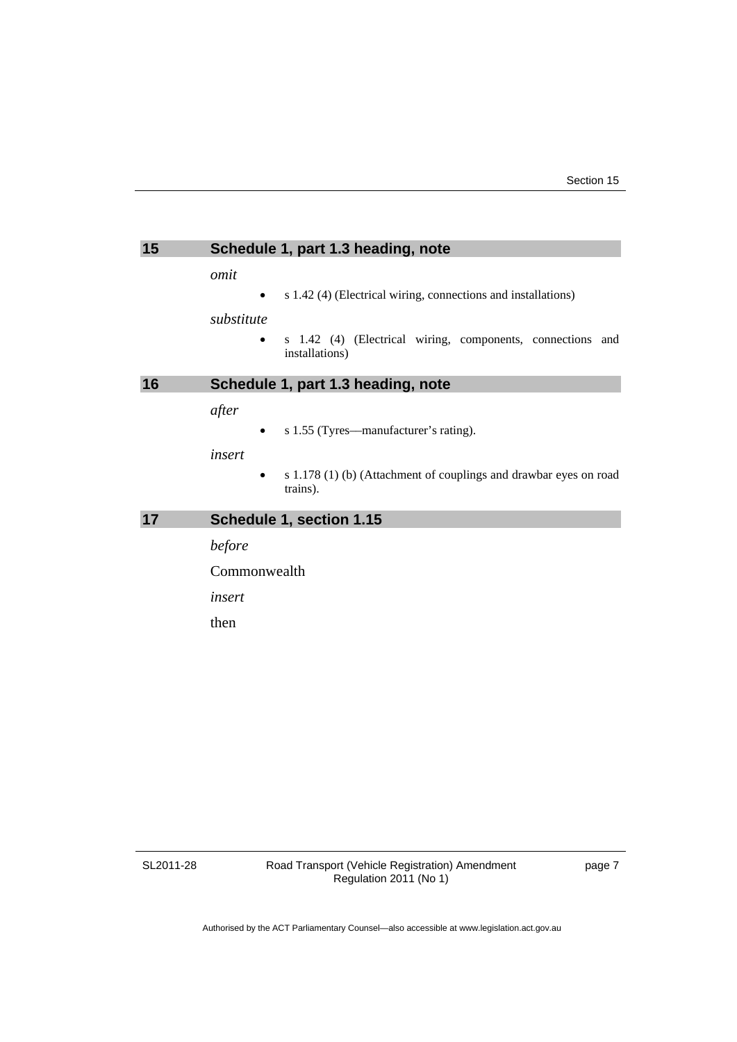## 15 Schedule 1, part 1.3 heading, note

*omit*

- s 1.42 (4) (Electrical wiring, connections and installations)

*substitute*

- s 1.42 (4) (Electrical wiring, components, connections and installations)

## 16 Schedule 1, part 1.3 heading, note

*after*

- s 1.55 (Tyres—manufacturer's rating).

*insert*

- s 1.178 (1) (b) (Attachment of couplings and drawbar eyes on road trains).

## 17 Schedule 1, section 1.15

*before*

Commonwealth

*insert*

then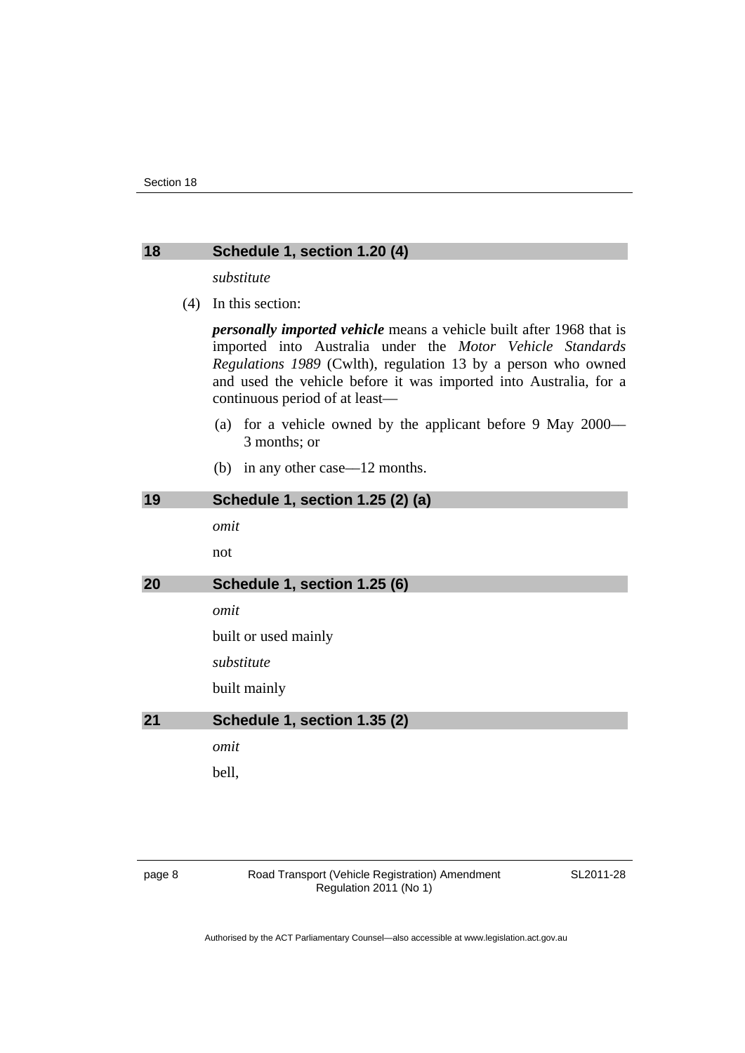## 18 Schedule 1, section 1.20 (4)

*substitute*

(4) In this section:

***personally imported vehicle*** means a vehicle built after 1968 that is imported into Australia under the *Motor Vehicle Standards Regulations 1989* (Cwlth), regulation 13 by a person who owned and used the vehicle before it was imported into Australia, for a continuous period of at least—

(a) for a vehicle owned by the applicant before 9 May 2000—3 months; or

(b) in any other case—12 months.

## 19 Schedule 1, section 1.25 (2) (a)

*omit*

not

## 20 Schedule 1, section 1.25 (6)

*omit*

built or used mainly

*substitute*

built mainly

## 21 Schedule 1, section 1.35 (2)

*omit*

bell,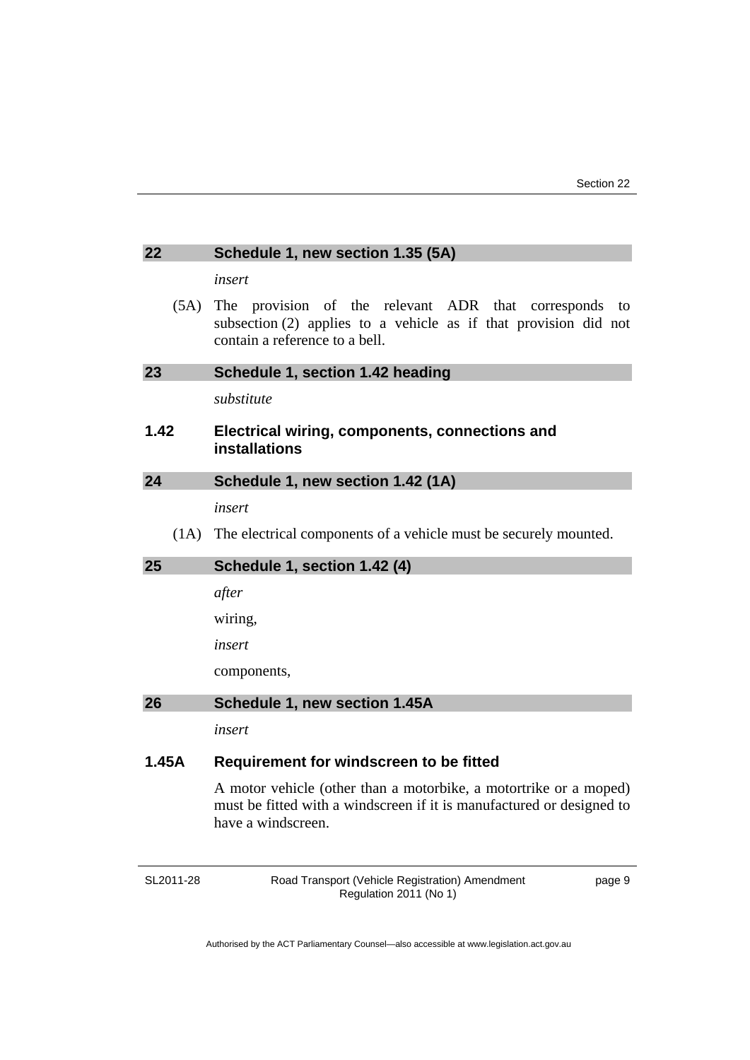## 22 Schedule 1, new section 1.35 (5A)

*insert*

(5A) The provision of the relevant ADR that corresponds to subsection (2) applies to a vehicle as if that provision did not contain a reference to a bell.

## 23 Schedule 1, section 1.42 heading

*substitute*

### 1.42 Electrical wiring, components, connections and installations

## 24 Schedule 1, new section 1.42 (1A)

*insert*

(1A) The electrical components of a vehicle must be securely mounted.

## 25 Schedule 1, section 1.42 (4)

*after*

wiring,

*insert*

components,

## 26 Schedule 1, new section 1.45A

*insert*

### 1.45A Requirement for windscreen to be fitted

A motor vehicle (other than a motorbike, a motortrike or a moped) must be fitted with a windscreen if it is manufactured or designed to have a windscreen.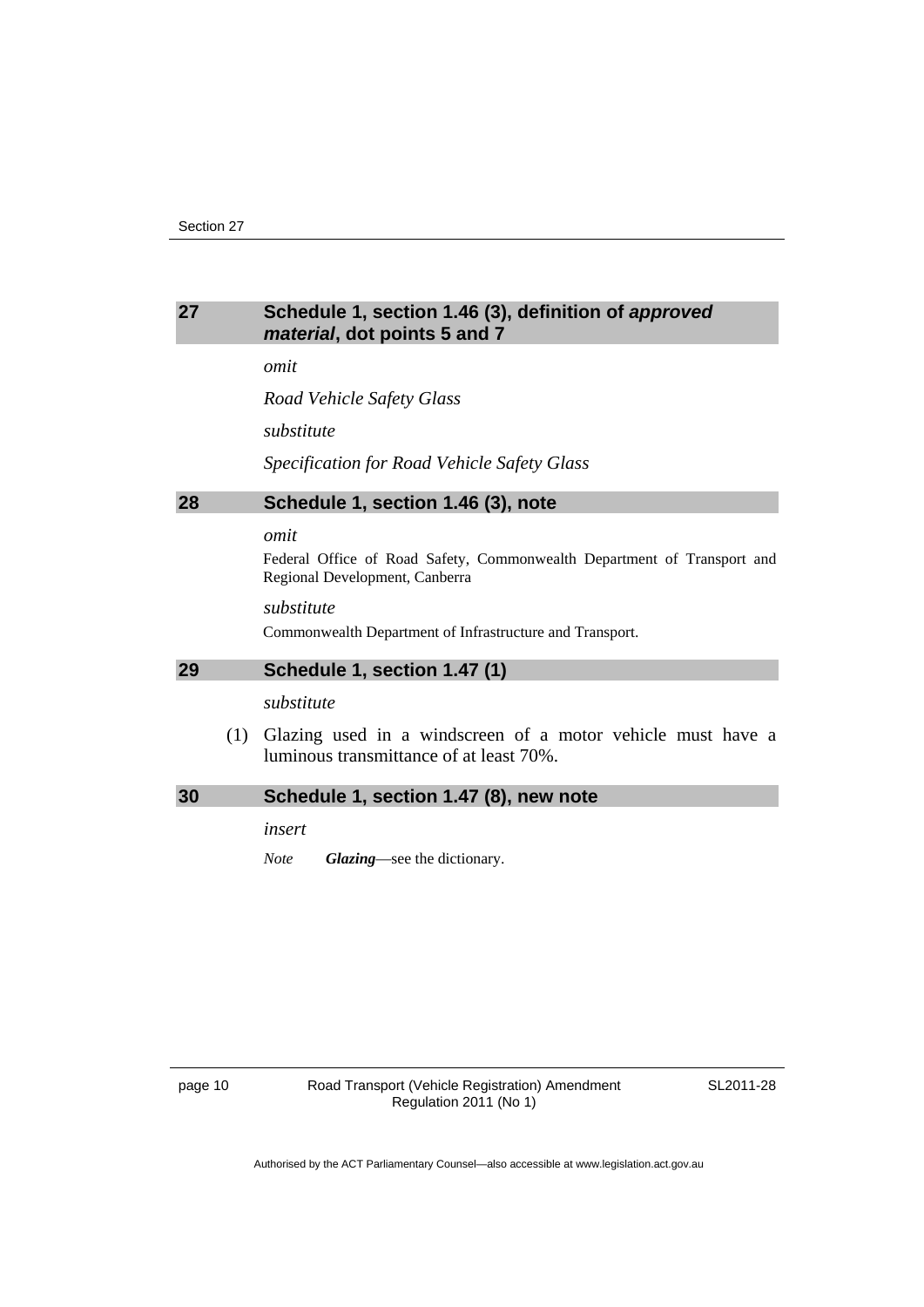## 27 Schedule 1, section 1.46 (3), definition of *approved material*, dot points 5 and 7

*omit*

*Road Vehicle Safety Glass*

*substitute*

*Specification for Road Vehicle Safety Glass*

## 28 Schedule 1, section 1.46 (3), note

*omit*

Federal Office of Road Safety, Commonwealth Department of Transport and Regional Development, Canberra

*substitute*

Commonwealth Department of Infrastructure and Transport.

## 29 Schedule 1, section 1.47 (1)

*substitute*

(1) Glazing used in a windscreen of a motor vehicle must have a luminous transmittance of at least 70%.

## 30 Schedule 1, section 1.47 (8), new note

*insert*

*Note* ***Glazing***—see the dictionary.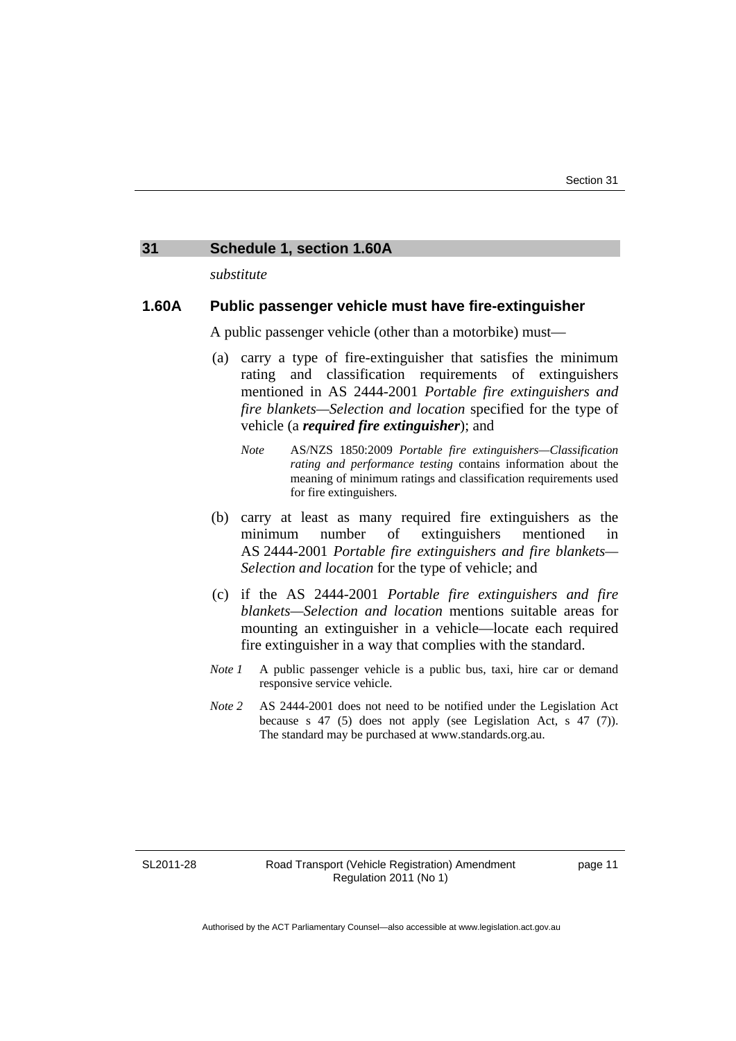## 31 Schedule 1, section 1.60A

*substitute*

### 1.60A Public passenger vehicle must have fire-extinguisher

A public passenger vehicle (other than a motorbike) must—

(a) carry a type of fire-extinguisher that satisfies the minimum rating and classification requirements of extinguishers mentioned in AS 2444-2001 *Portable fire extinguishers and fire blankets—Selection and location* specified for the type of vehicle (a ***required fire extinguisher***); and

> *Note* AS/NZS 1850:2009 *Portable fire extinguishers—Classification rating and performance testing* contains information about the meaning of minimum ratings and classification requirements used for fire extinguishers.

(b) carry at least as many required fire extinguishers as the minimum number of extinguishers mentioned in AS 2444-2001 *Portable fire extinguishers and fire blankets—Selection and location* for the type of vehicle; and

(c) if the AS 2444-2001 *Portable fire extinguishers and fire blankets—Selection and location* mentions suitable areas for mounting an extinguisher in a vehicle—locate each required fire extinguisher in a way that complies with the standard.

*Note 1* A public passenger vehicle is a public bus, taxi, hire car or demand responsive service vehicle.

*Note 2* AS 2444-2001 does not need to be notified under the Legislation Act because s 47 (5) does not apply (see Legislation Act, s 47 (7)). The standard may be purchased at www.standards.org.au.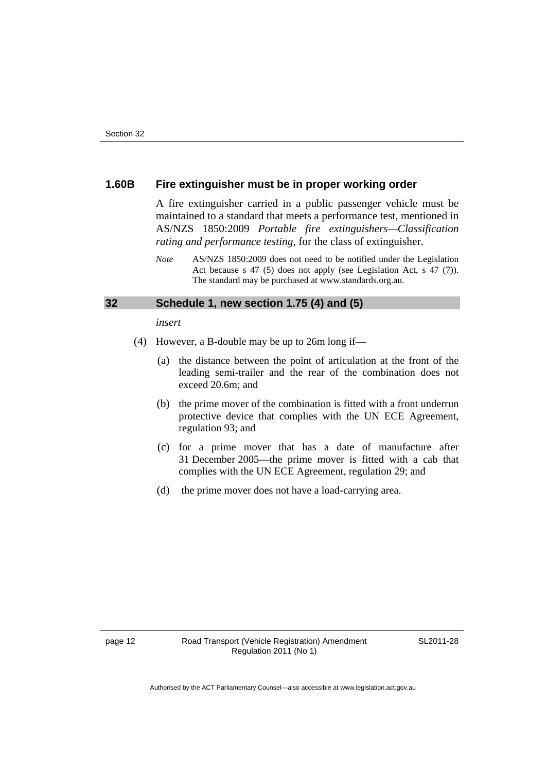### 1.60B Fire extinguisher must be in proper working order

A fire extinguisher carried in a public passenger vehicle must be maintained to a standard that meets a performance test, mentioned in AS/NZS 1850:2009 *Portable fire extinguishers—Classification rating and performance testing*, for the class of extinguisher.

*Note* AS/NZS 1850:2009 does not need to be notified under the Legislation Act because s 47 (5) does not apply (see Legislation Act, s 47 (7)). The standard may be purchased at www.standards.org.au.

## 32 Schedule 1, new section 1.75 (4) and (5)

*insert*

(4) However, a B-double may be up to 26m long if—

(a) the distance between the point of articulation at the front of the leading semi-trailer and the rear of the combination does not exceed 20.6m; and

(b) the prime mover of the combination is fitted with a front underrun protective device that complies with the UN ECE Agreement, regulation 93; and

(c) for a prime mover that has a date of manufacture after 31 December 2005—the prime mover is fitted with a cab that complies with the UN ECE Agreement, regulation 29; and

(d) the prime mover does not have a load-carrying area.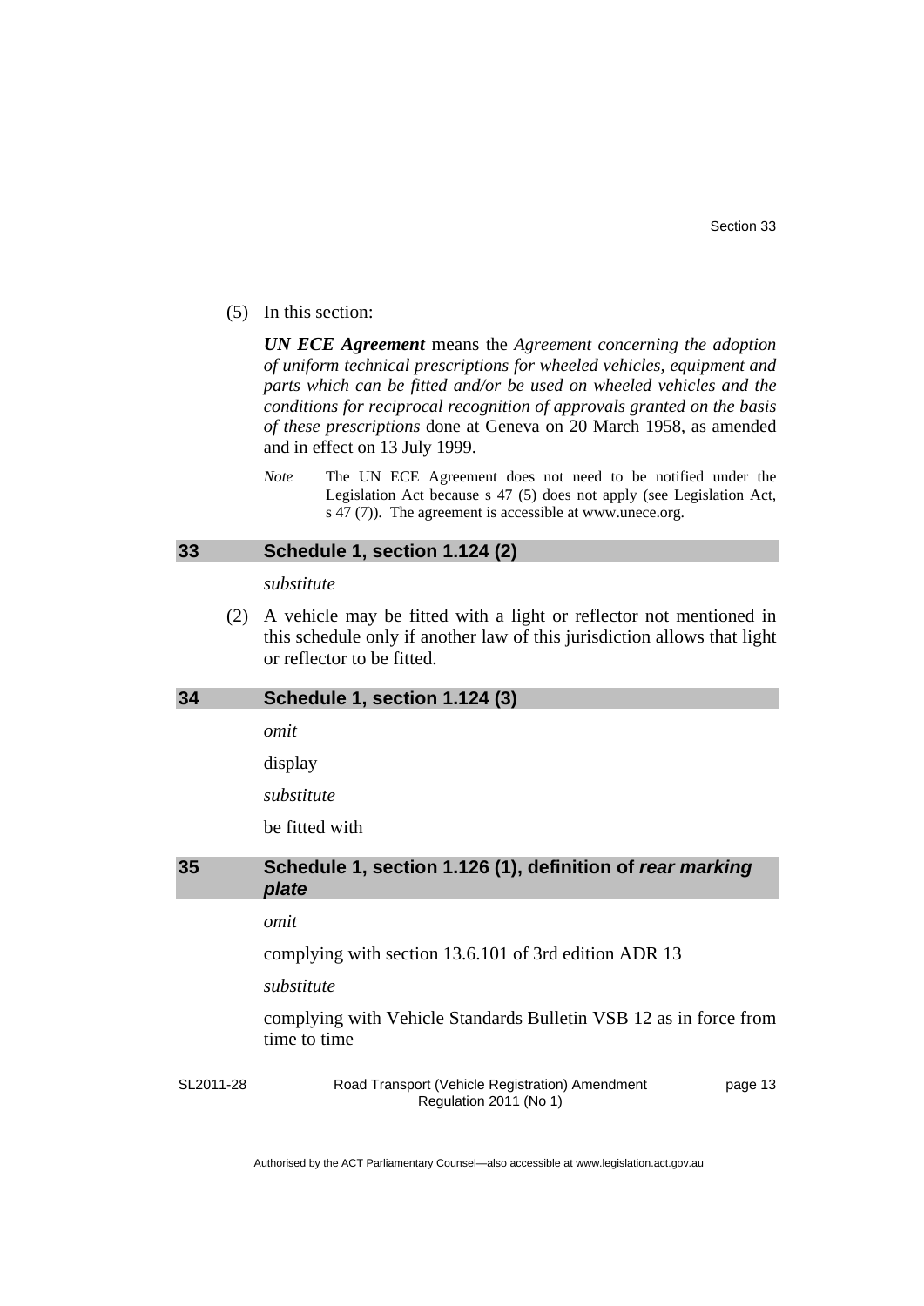(5) In this section:

***UN ECE Agreement*** means the *Agreement concerning the adoption of uniform technical prescriptions for wheeled vehicles, equipment and parts which can be fitted and/or be used on wheeled vehicles and the conditions for reciprocal recognition of approvals granted on the basis of these prescriptions* done at Geneva on 20 March 1958, as amended and in effect on 13 July 1999.

*Note* The UN ECE Agreement does not need to be notified under the Legislation Act because s 47 (5) does not apply (see Legislation Act, s 47 (7)). The agreement is accessible at www.unece.org.

## 33 Schedule 1, section 1.124 (2)

*substitute*

(2) A vehicle may be fitted with a light or reflector not mentioned in this schedule only if another law of this jurisdiction allows that light or reflector to be fitted.

## 34 Schedule 1, section 1.124 (3)

*omit*

display

*substitute*

be fitted with

## 35 Schedule 1, section 1.126 (1), definition of *rear marking plate*

*omit*

complying with section 13.6.101 of 3rd edition ADR 13

*substitute*

complying with Vehicle Standards Bulletin VSB 12 as in force from time to time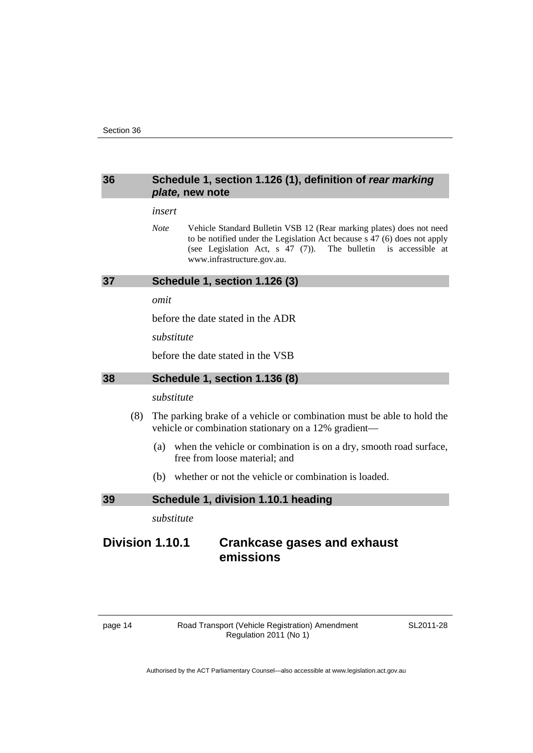## 36 Schedule 1, section 1.126 (1), definition of *rear marking plate,* new note

*insert*

*Note* Vehicle Standard Bulletin VSB 12 (Rear marking plates) does not need to be notified under the Legislation Act because s 47 (6) does not apply (see Legislation Act, s 47 (7)). The bulletin is accessible at www.infrastructure.gov.au.

## 37 Schedule 1, section 1.126 (3)

*omit*

before the date stated in the ADR

*substitute*

before the date stated in the VSB

## 38 Schedule 1, section 1.136 (8)

*substitute*

(8) The parking brake of a vehicle or combination must be able to hold the vehicle or combination stationary on a 12% gradient—

(a) when the vehicle or combination is on a dry, smooth road surface, free from loose material; and

(b) whether or not the vehicle or combination is loaded.

## 39 Schedule 1, division 1.10.1 heading

*substitute*

# Division 1.10.1 Crankcase gases and exhaust emissions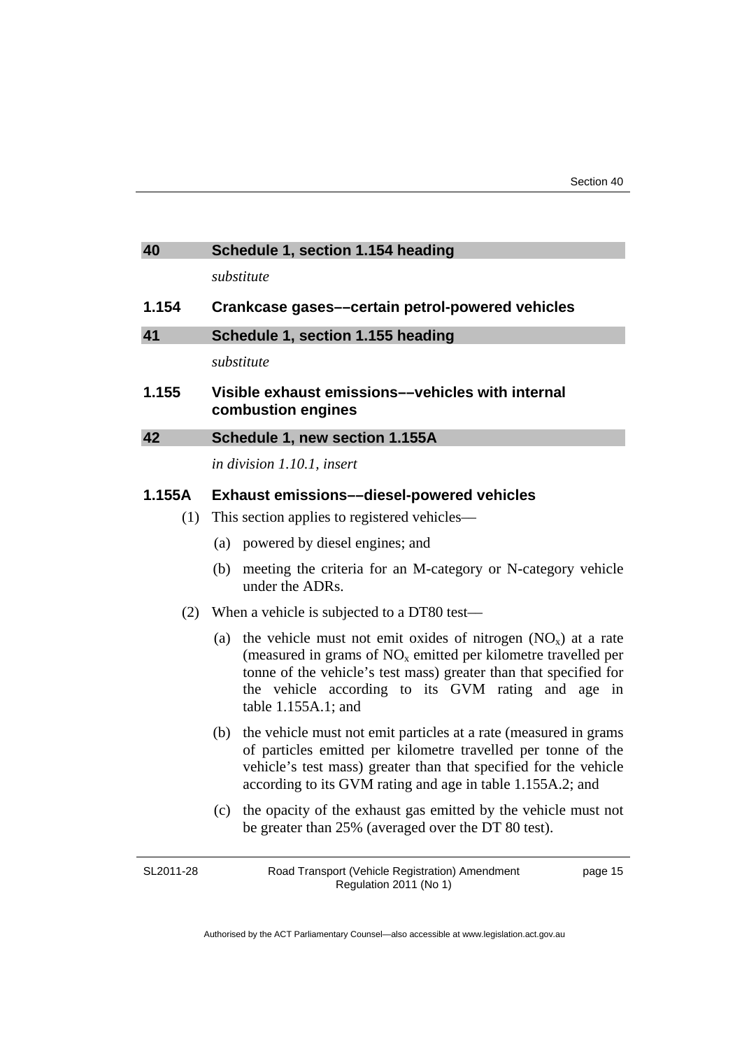## 40 Schedule 1, section 1.154 heading

*substitute*

### 1.154 Crankcase gases––certain petrol-powered vehicles

## 41 Schedule 1, section 1.155 heading

*substitute*

### 1.155 Visible exhaust emissions––vehicles with internal combustion engines

## 42 Schedule 1, new section 1.155A

*in division 1.10.1, insert*

### 1.155A Exhaust emissions––diesel-powered vehicles

(1) This section applies to registered vehicles—

(a) powered by diesel engines; and

(b) meeting the criteria for an M-category or N-category vehicle under the ADRs.

(2) When a vehicle is subjected to a DT80 test—

(a) the vehicle must not emit oxides of nitrogen ($NO_x$) at a rate (measured in grams of $NO_x$ emitted per kilometre travelled per tonne of the vehicle's test mass) greater than that specified for the vehicle according to its GVM rating and age in table 1.155A.1; and

(b) the vehicle must not emit particles at a rate (measured in grams of particles emitted per kilometre travelled per tonne of the vehicle's test mass) greater than that specified for the vehicle according to its GVM rating and age in table 1.155A.2; and

(c) the opacity of the exhaust gas emitted by the vehicle must not be greater than 25% (averaged over the DT 80 test).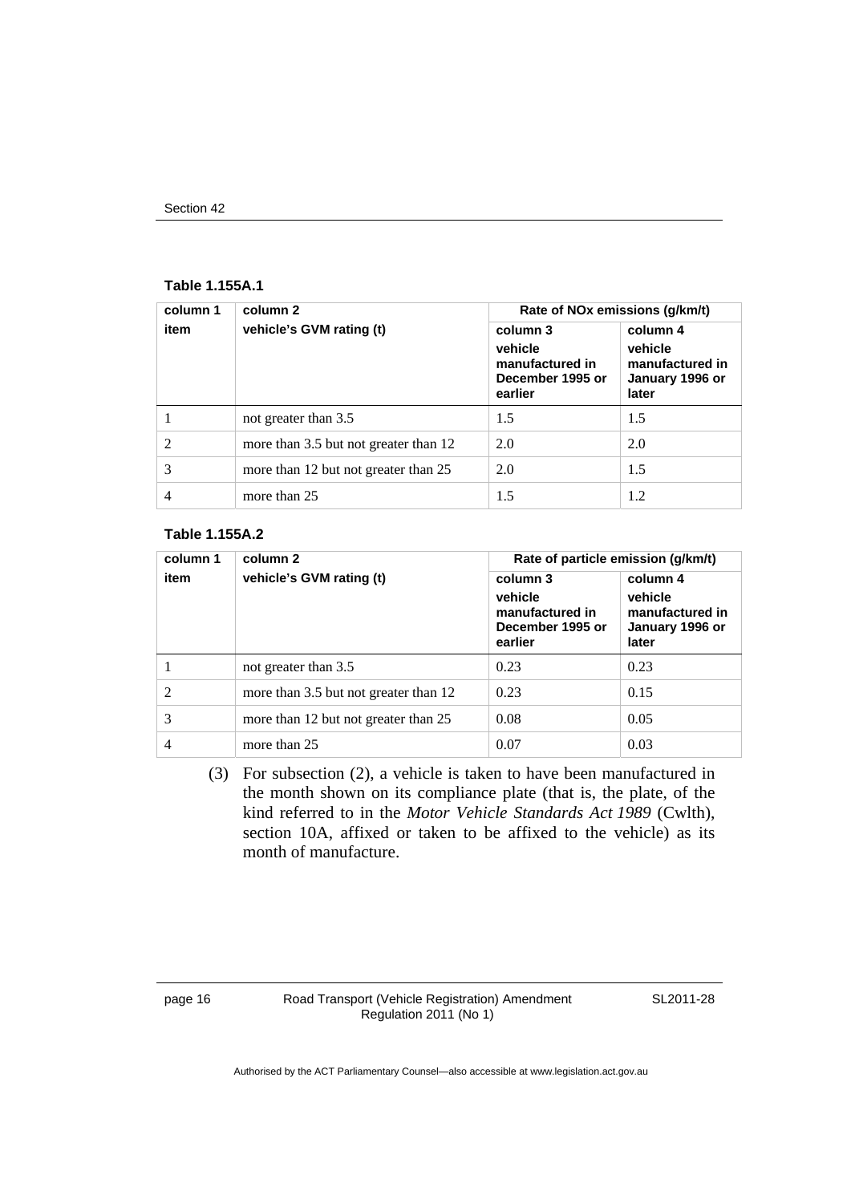**Table 1.155A.1**

| column 1 | column 2 | Rate of NOx emissions (g/km/t) | |
|---|---|---|---|
| item | vehicle's GVM rating (t) | column 3<br>vehicle manufactured in December 1995 or earlier | column 4<br>vehicle manufactured in January 1996 or later |
| 1 | not greater than 3.5 | 1.5 | 1.5 |
| 2 | more than 3.5 but not greater than 12 | 2.0 | 2.0 |
| 3 | more than 12 but not greater than 25 | 2.0 | 1.5 |
| 4 | more than 25 | 1.5 | 1.2 |

**Table 1.155A.2**

| column 1 | column 2 | Rate of particle emission (g/km/t) | |
|---|---|---|---|
| item | vehicle's GVM rating (t) | column 3<br>vehicle manufactured in December 1995 or earlier | column 4<br>vehicle manufactured in January 1996 or later |
| 1 | not greater than 3.5 | 0.23 | 0.23 |
| 2 | more than 3.5 but not greater than 12 | 0.23 | 0.15 |
| 3 | more than 12 but not greater than 25 | 0.08 | 0.05 |
| 4 | more than 25 | 0.07 | 0.03 |

(3) For subsection (2), a vehicle is taken to have been manufactured in the month shown on its compliance plate (that is, the plate, of the kind referred to in the *Motor Vehicle Standards Act 1989* (Cwlth), section 10A, affixed or taken to be affixed to the vehicle) as its month of manufacture.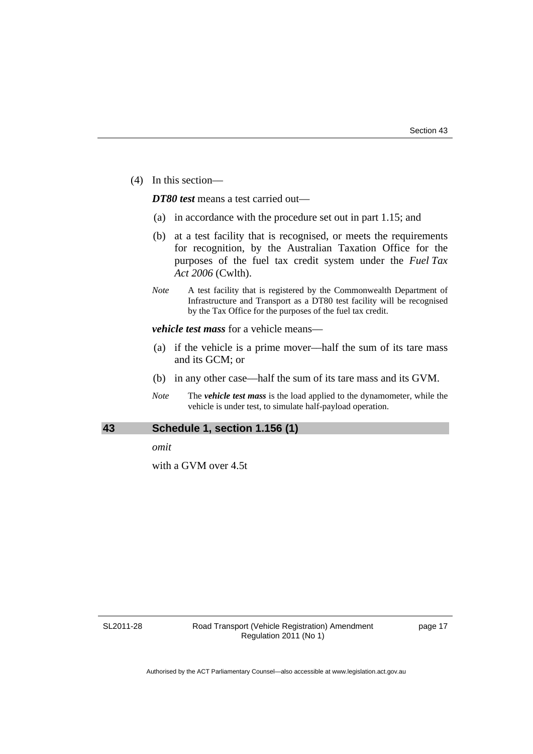(4) In this section—

***DT80 test*** means a test carried out—

(a) in accordance with the procedure set out in part 1.15; and

(b) at a test facility that is recognised, or meets the requirements for recognition, by the Australian Taxation Office for the purposes of the fuel tax credit system under the *Fuel Tax Act 2006* (Cwlth).

*Note* A test facility that is registered by the Commonwealth Department of Infrastructure and Transport as a DT80 test facility will be recognised by the Tax Office for the purposes of the fuel tax credit.

***vehicle test mass*** for a vehicle means—

(a) if the vehicle is a prime mover—half the sum of its tare mass and its GCM; or

(b) in any other case—half the sum of its tare mass and its GVM.

*Note* The ***vehicle test mass*** is the load applied to the dynamometer, while the vehicle is under test, to simulate half-payload operation.

## 43 Schedule 1, section 1.156 (1)

*omit*

with a GVM over 4.5t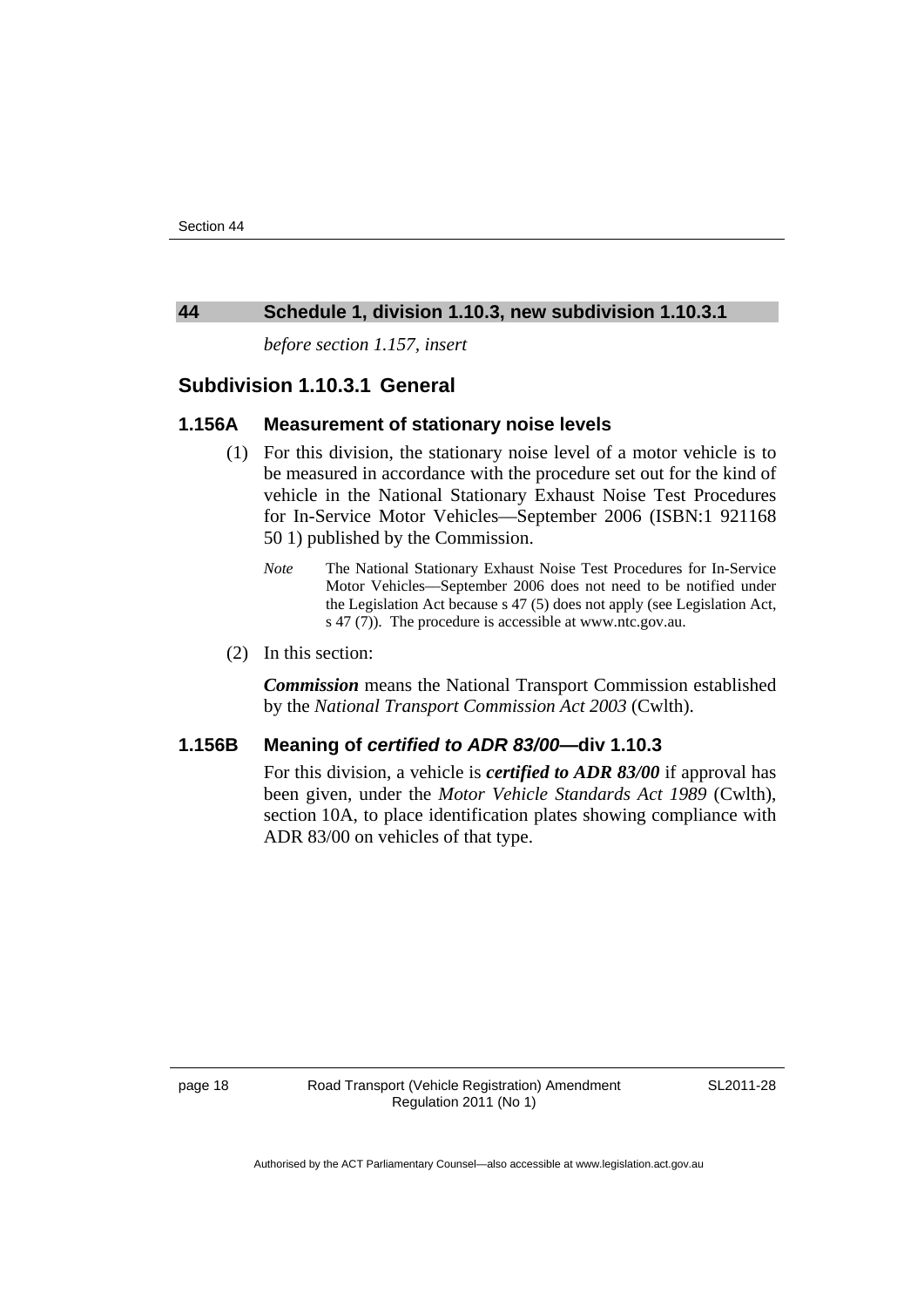## 44 Schedule 1, division 1.10.3, new subdivision 1.10.3.1

*before section 1.157, insert*

### Subdivision 1.10.3.1 General

#### 1.156A Measurement of stationary noise levels

(1) For this division, the stationary noise level of a motor vehicle is to be measured in accordance with the procedure set out for the kind of vehicle in the National Stationary Exhaust Noise Test Procedures for In-Service Motor Vehicles—September 2006 (ISBN:1 921168 50 1) published by the Commission.

*Note* The National Stationary Exhaust Noise Test Procedures for In-Service Motor Vehicles—September 2006 does not need to be notified under the Legislation Act because s 47 (5) does not apply (see Legislation Act, s 47 (7)). The procedure is accessible at www.ntc.gov.au.

(2) In this section:

***Commission*** means the National Transport Commission established by the *National Transport Commission Act 2003* (Cwlth).

#### 1.156B Meaning of *certified to ADR 83/00*—div 1.10.3

For this division, a vehicle is ***certified to ADR 83/00*** if approval has been given, under the *Motor Vehicle Standards Act 1989* (Cwlth), section 10A, to place identification plates showing compliance with ADR 83/00 on vehicles of that type.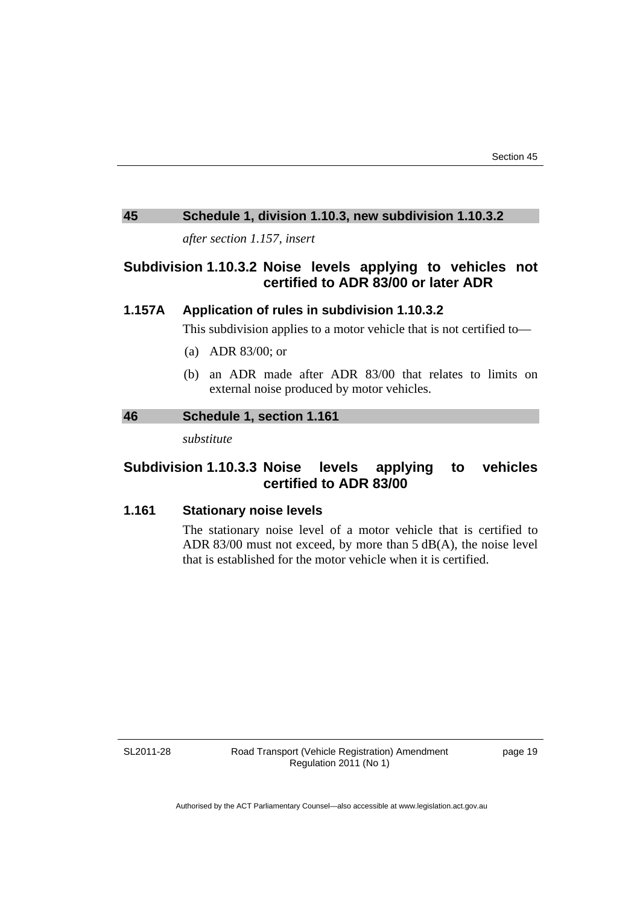## 45 Schedule 1, division 1.10.3, new subdivision 1.10.3.2

*after section 1.157, insert*

### Subdivision 1.10.3.2 Noise levels applying to vehicles not certified to ADR 83/00 or later ADR

#### 1.157A Application of rules in subdivision 1.10.3.2

This subdivision applies to a motor vehicle that is not certified to—

(a) ADR 83/00; or

(b) an ADR made after ADR 83/00 that relates to limits on external noise produced by motor vehicles.

## 46 Schedule 1, section 1.161

*substitute*

### Subdivision 1.10.3.3 Noise levels applying to vehicles certified to ADR 83/00

#### 1.161 Stationary noise levels

The stationary noise level of a motor vehicle that is certified to ADR 83/00 must not exceed, by more than 5 dB(A), the noise level that is established for the motor vehicle when it is certified.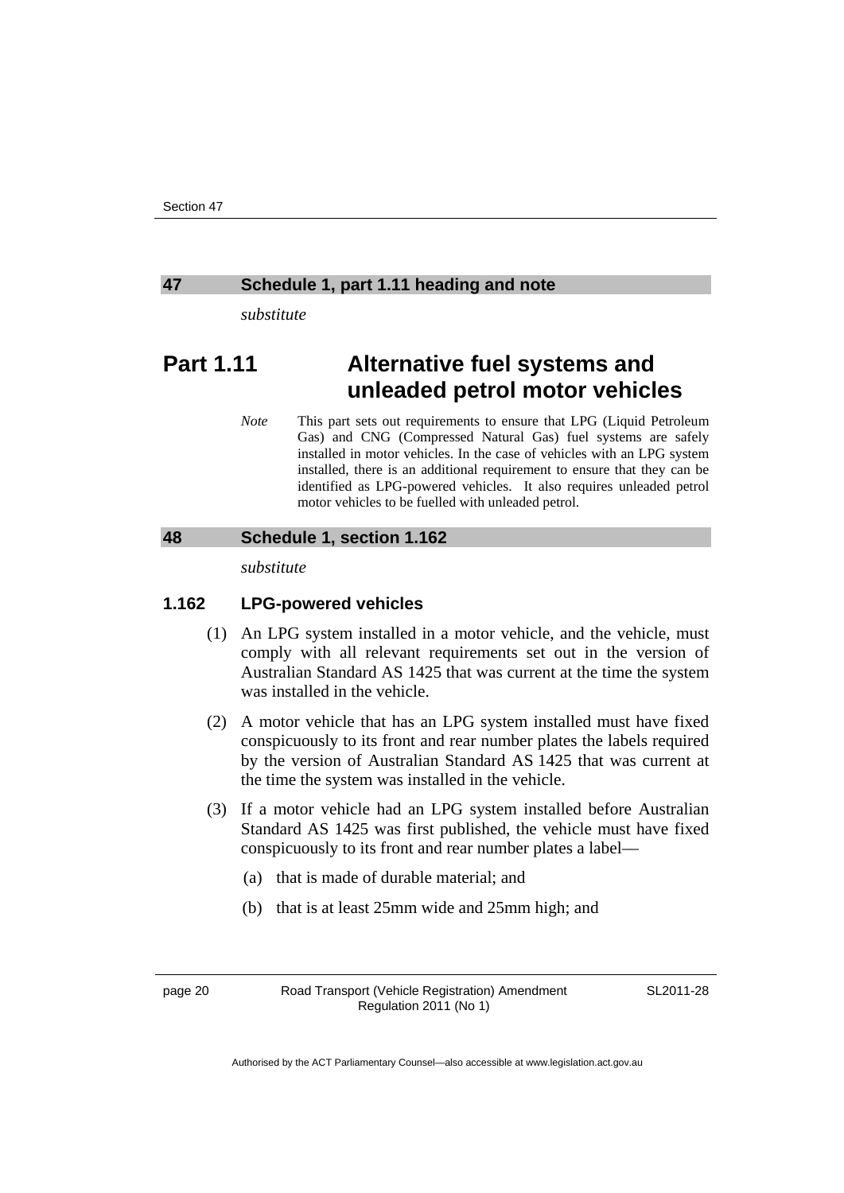### 47 Schedule 1, part 1.11 heading and note

*substitute*

## Part 1.11 Alternative fuel systems and unleaded petrol motor vehicles

*Note* This part sets out requirements to ensure that LPG (Liquid Petroleum Gas) and CNG (Compressed Natural Gas) fuel systems are safely installed in motor vehicles. In the case of vehicles with an LPG system installed, there is an additional requirement to ensure that they can be identified as LPG-powered vehicles. It also requires unleaded petrol motor vehicles to be fuelled with unleaded petrol.

### 48 Schedule 1, section 1.162

*substitute*

### 1.162 LPG-powered vehicles

(1) An LPG system installed in a motor vehicle, and the vehicle, must comply with all relevant requirements set out in the version of Australian Standard AS 1425 that was current at the time the system was installed in the vehicle.

(2) A motor vehicle that has an LPG system installed must have fixed conspicuously to its front and rear number plates the labels required by the version of Australian Standard AS 1425 that was current at the time the system was installed in the vehicle.

(3) If a motor vehicle had an LPG system installed before Australian Standard AS 1425 was first published, the vehicle must have fixed conspicuously to its front and rear number plates a label—

(a) that is made of durable material; and

(b) that is at least 25mm wide and 25mm high; and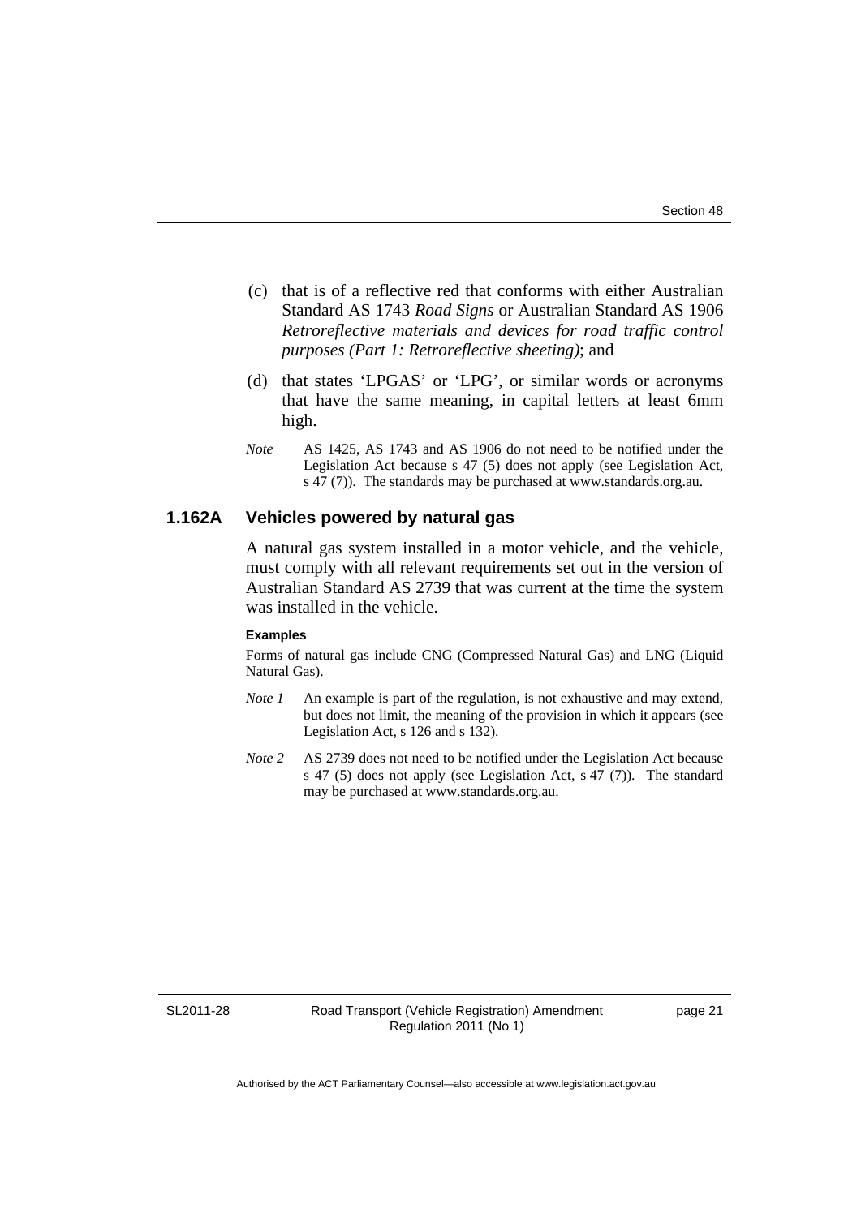(c) that is of a reflective red that conforms with either Australian Standard AS 1743 *Road Signs* or Australian Standard AS 1906 *Retroreflective materials and devices for road traffic control purposes (Part 1: Retroreflective sheeting)*; and

(d) that states 'LPGAS' or 'LPG', or similar words or acronyms that have the same meaning, in capital letters at least 6mm high.

*Note* AS 1425, AS 1743 and AS 1906 do not need to be notified under the Legislation Act because s 47 (5) does not apply (see Legislation Act, s 47 (7)). The standards may be purchased at www.standards.org.au.

### 1.162A Vehicles powered by natural gas

A natural gas system installed in a motor vehicle, and the vehicle, must comply with all relevant requirements set out in the version of Australian Standard AS 2739 that was current at the time the system was installed in the vehicle.

**Examples**

Forms of natural gas include CNG (Compressed Natural Gas) and LNG (Liquid Natural Gas).

*Note 1* An example is part of the regulation, is not exhaustive and may extend, but does not limit, the meaning of the provision in which it appears (see Legislation Act, s 126 and s 132).

*Note 2* AS 2739 does not need to be notified under the Legislation Act because s 47 (5) does not apply (see Legislation Act, s 47 (7)). The standard may be purchased at www.standards.org.au.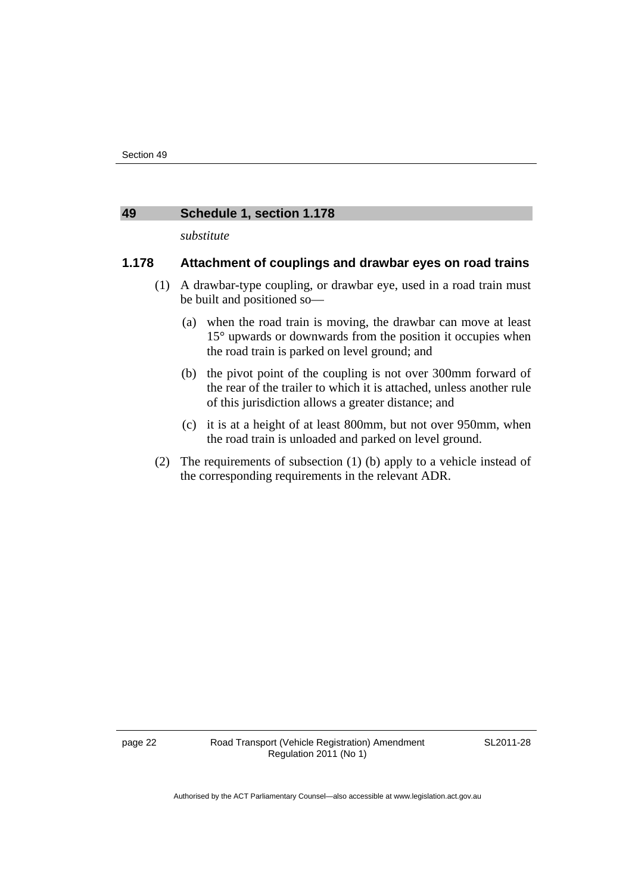## 49 Schedule 1, section 1.178

*substitute*

### 1.178 Attachment of couplings and drawbar eyes on road trains

(1) A drawbar-type coupling, or drawbar eye, used in a road train must be built and positioned so—

(a) when the road train is moving, the drawbar can move at least 15° upwards or downwards from the position it occupies when the road train is parked on level ground; and

(b) the pivot point of the coupling is not over 300mm forward of the rear of the trailer to which it is attached, unless another rule of this jurisdiction allows a greater distance; and

(c) it is at a height of at least 800mm, but not over 950mm, when the road train is unloaded and parked on level ground.

(2) The requirements of subsection (1) (b) apply to a vehicle instead of the corresponding requirements in the relevant ADR.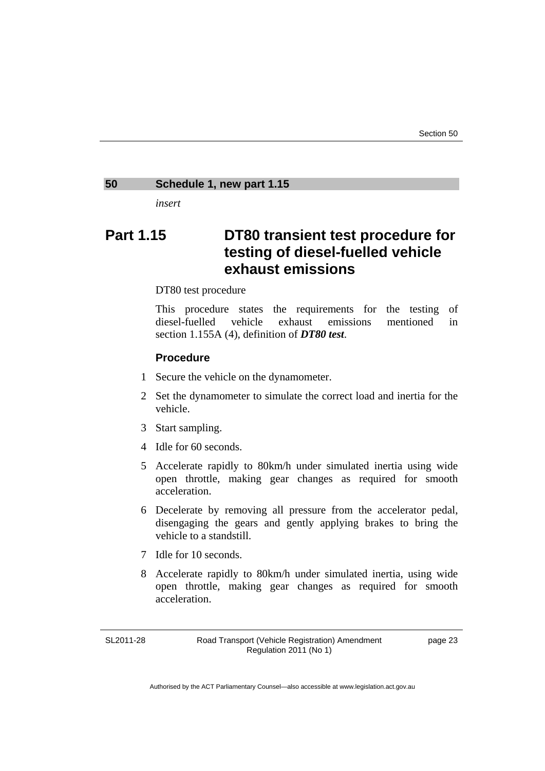## 50 Schedule 1, new part 1.15

*insert*

# Part 1.15 DT80 transient test procedure for testing of diesel-fuelled vehicle exhaust emissions

DT80 test procedure

This procedure states the requirements for the testing of diesel-fuelled vehicle exhaust emissions mentioned in section 1.155A (4), definition of ***DT80 test***.

### Procedure

1 Secure the vehicle on the dynamometer.

2 Set the dynamometer to simulate the correct load and inertia for the vehicle.

3 Start sampling.

4 Idle for 60 seconds.

5 Accelerate rapidly to 80km/h under simulated inertia using wide open throttle, making gear changes as required for smooth acceleration.

6 Decelerate by removing all pressure from the accelerator pedal, disengaging the gears and gently applying brakes to bring the vehicle to a standstill.

7 Idle for 10 seconds.

8 Accelerate rapidly to 80km/h under simulated inertia, using wide open throttle, making gear changes as required for smooth acceleration.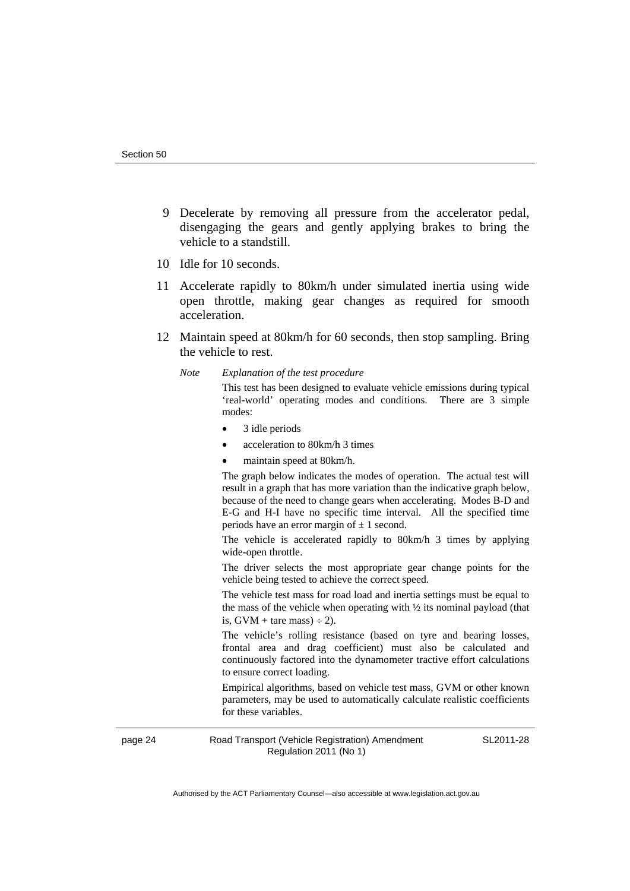9 Decelerate by removing all pressure from the accelerator pedal, disengaging the gears and gently applying brakes to bring the vehicle to a standstill.

10 Idle for 10 seconds.

11 Accelerate rapidly to 80km/h under simulated inertia using wide open throttle, making gear changes as required for smooth acceleration.

12 Maintain speed at 80km/h for 60 seconds, then stop sampling. Bring the vehicle to rest.

*Note* *Explanation of the test procedure*

This test has been designed to evaluate vehicle emissions during typical 'real-world' operating modes and conditions. There are 3 simple modes:

- 3 idle periods
- acceleration to 80km/h 3 times
- maintain speed at 80km/h.

The graph below indicates the modes of operation. The actual test will result in a graph that has more variation than the indicative graph below, because of the need to change gears when accelerating. Modes B-D and E-G and H-I have no specific time interval. All the specified time periods have an error margin of ± 1 second.

The vehicle is accelerated rapidly to 80km/h 3 times by applying wide-open throttle.

The driver selects the most appropriate gear change points for the vehicle being tested to achieve the correct speed.

The vehicle test mass for road load and inertia settings must be equal to the mass of the vehicle when operating with ½ its nominal payload (that is, $(GVM + \text{tare mass}) \div 2$).

The vehicle's rolling resistance (based on tyre and bearing losses, frontal area and drag coefficient) must also be calculated and continuously factored into the dynamometer tractive effort calculations to ensure correct loading.

Empirical algorithms, based on vehicle test mass, GVM or other known parameters, may be used to automatically calculate realistic coefficients for these variables.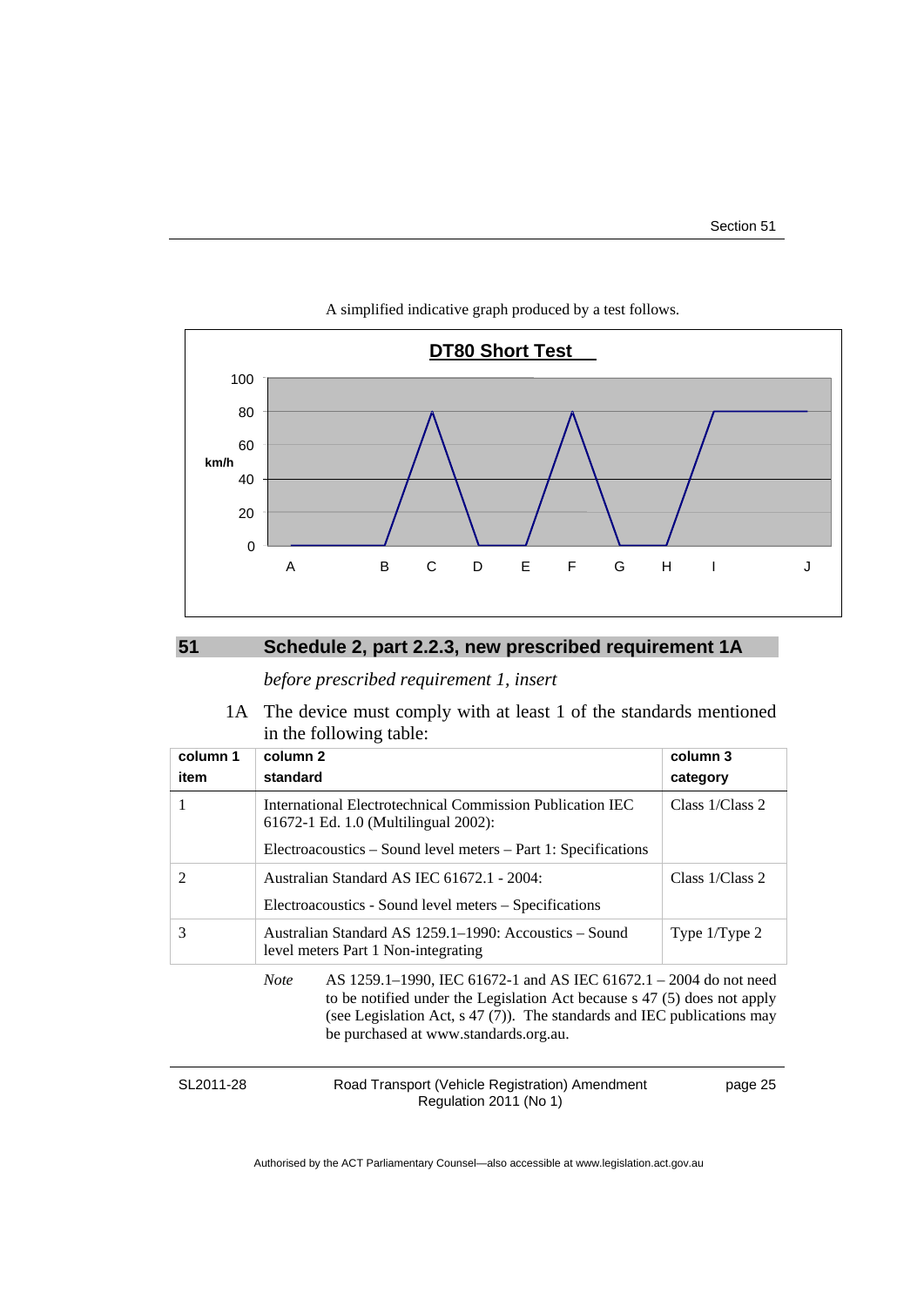A simplified indicative graph produced by a test follows.

**DT80 Short Test**

## 51 Schedule 2, part 2.2.3, new prescribed requirement 1A

*before prescribed requirement 1, insert*

1A The device must comply with at least 1 of the standards mentioned in the following table:

| column 1<br>item | column 2<br>standard | column 3<br>category |
|---|---|---|
| 1 | International Electrotechnical Commission Publication IEC 61672-1 Ed. 1.0 (Multilingual 2002):<br><br>Electroacoustics – Sound level meters – Part 1: Specifications | Class 1/Class 2 |
| 2 | Australian Standard AS IEC 61672.1 - 2004:<br><br>Electroacoustics - Sound level meters – Specifications | Class 1/Class 2 |
| 3 | Australian Standard AS 1259.1–1990: Accoustics – Sound level meters Part 1 Non-integrating | Type 1/Type 2 |

*Note* AS 1259.1–1990, IEC 61672-1 and AS IEC 61672.1 – 2004 do not need to be notified under the Legislation Act because s 47 (5) does not apply (see Legislation Act, s 47 (7)). The standards and IEC publications may be purchased at www.standards.org.au.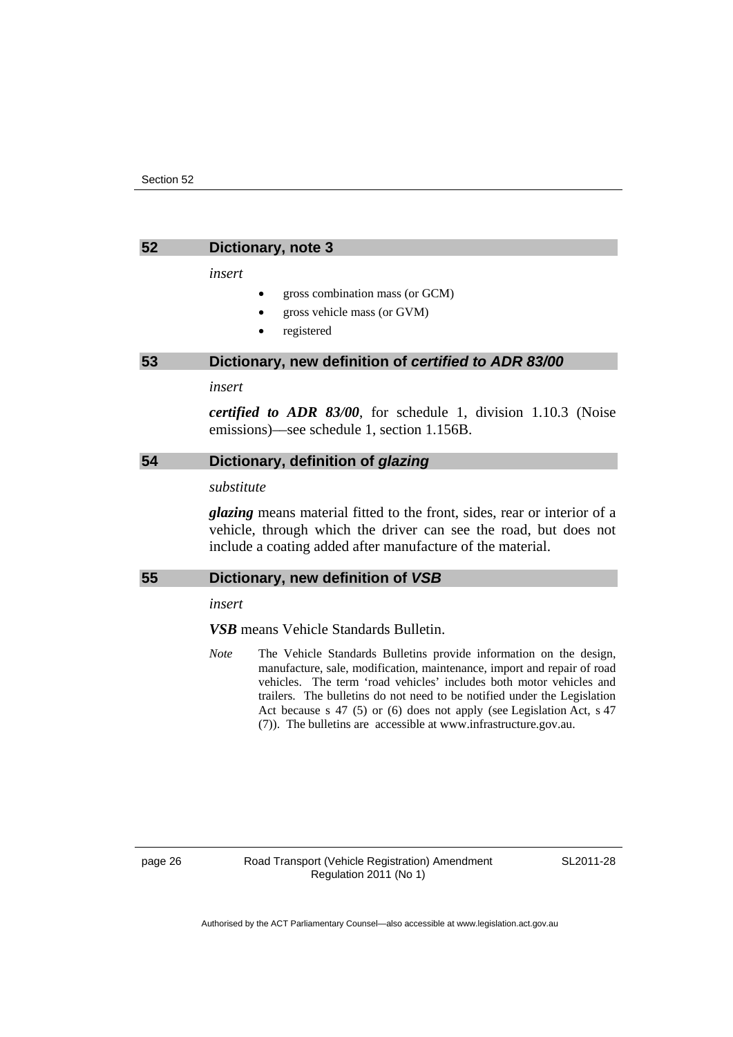## 52 Dictionary, note 3

*insert*

- gross combination mass (or GCM)
- gross vehicle mass (or GVM)
- registered

## 53 Dictionary, new definition of *certified to ADR 83/00*

*insert*

***certified to ADR 83/00***, for schedule 1, division 1.10.3 (Noise emissions)—see schedule 1, section 1.156B.

## 54 Dictionary, definition of *glazing*

*substitute*

***glazing*** means material fitted to the front, sides, rear or interior of a vehicle, through which the driver can see the road, but does not include a coating added after manufacture of the material.

## 55 Dictionary, new definition of *VSB*

*insert*

***VSB*** means Vehicle Standards Bulletin.

*Note* The Vehicle Standards Bulletins provide information on the design, manufacture, sale, modification, maintenance, import and repair of road vehicles. The term 'road vehicles' includes both motor vehicles and trailers. The bulletins do not need to be notified under the Legislation Act because s 47 (5) or (6) does not apply (see Legislation Act, s 47 (7)). The bulletins are accessible at www.infrastructure.gov.au.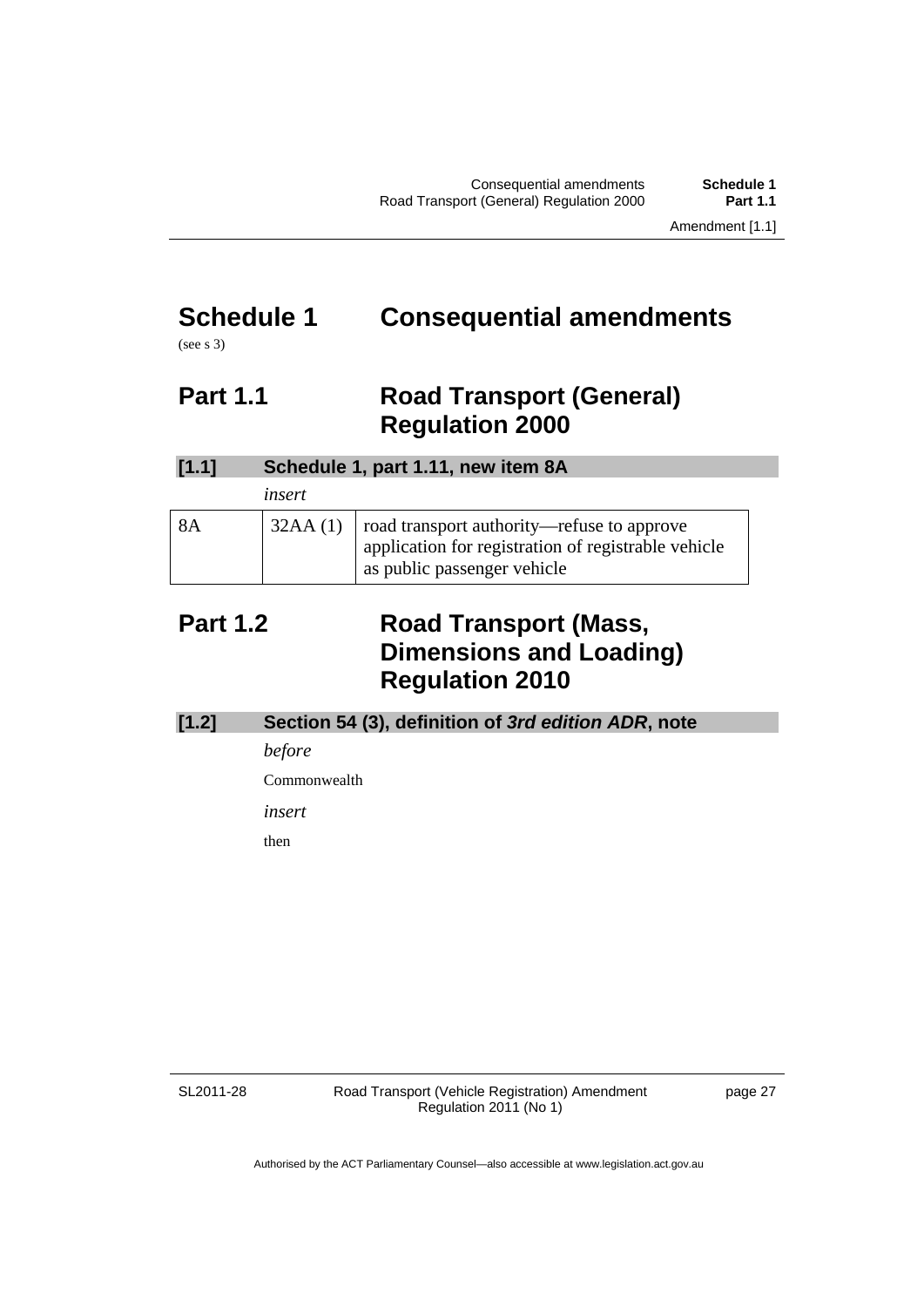# Schedule 1 Consequential amendments

(see s 3)

## Part 1.1 Road Transport (General) Regulation 2000

### [1.1] Schedule 1, part 1.11, new item 8A

*insert*

| | | |
|---|---|---|
| 8A | 32AA (1) | road transport authority—refuse to approve application for registration of registrable vehicle as public passenger vehicle |

## Part 1.2 Road Transport (Mass, Dimensions and Loading) Regulation 2010

### [1.2] Section 54 (3), definition of *3rd edition ADR*, note

*before*

Commonwealth

*insert*

then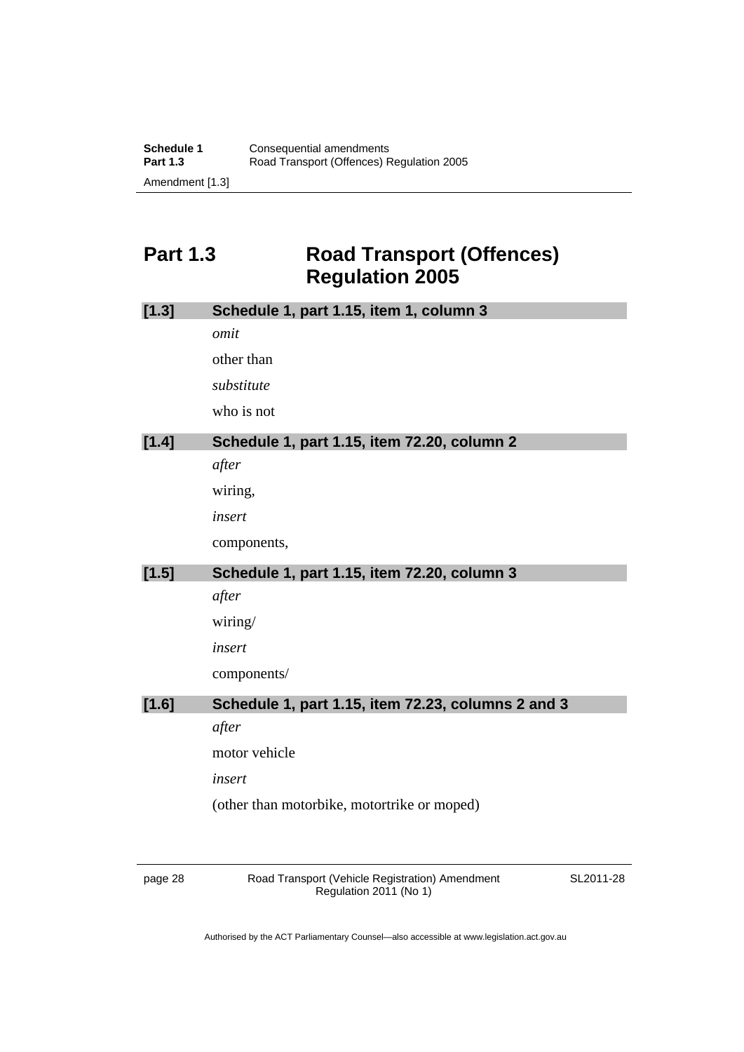## Part 1.3 Road Transport (Offences) Regulation 2005

**[1.3] Schedule 1, part 1.15, item 1, column 3**

*omit*

other than

*substitute*

who is not

**[1.4] Schedule 1, part 1.15, item 72.20, column 2**

*after*

wiring,

*insert*

components,

**[1.5] Schedule 1, part 1.15, item 72.20, column 3**

*after*

wiring/

*insert*

components/

**[1.6] Schedule 1, part 1.15, item 72.23, columns 2 and 3**

*after*

motor vehicle

*insert*

(other than motorbike, motortrike or moped)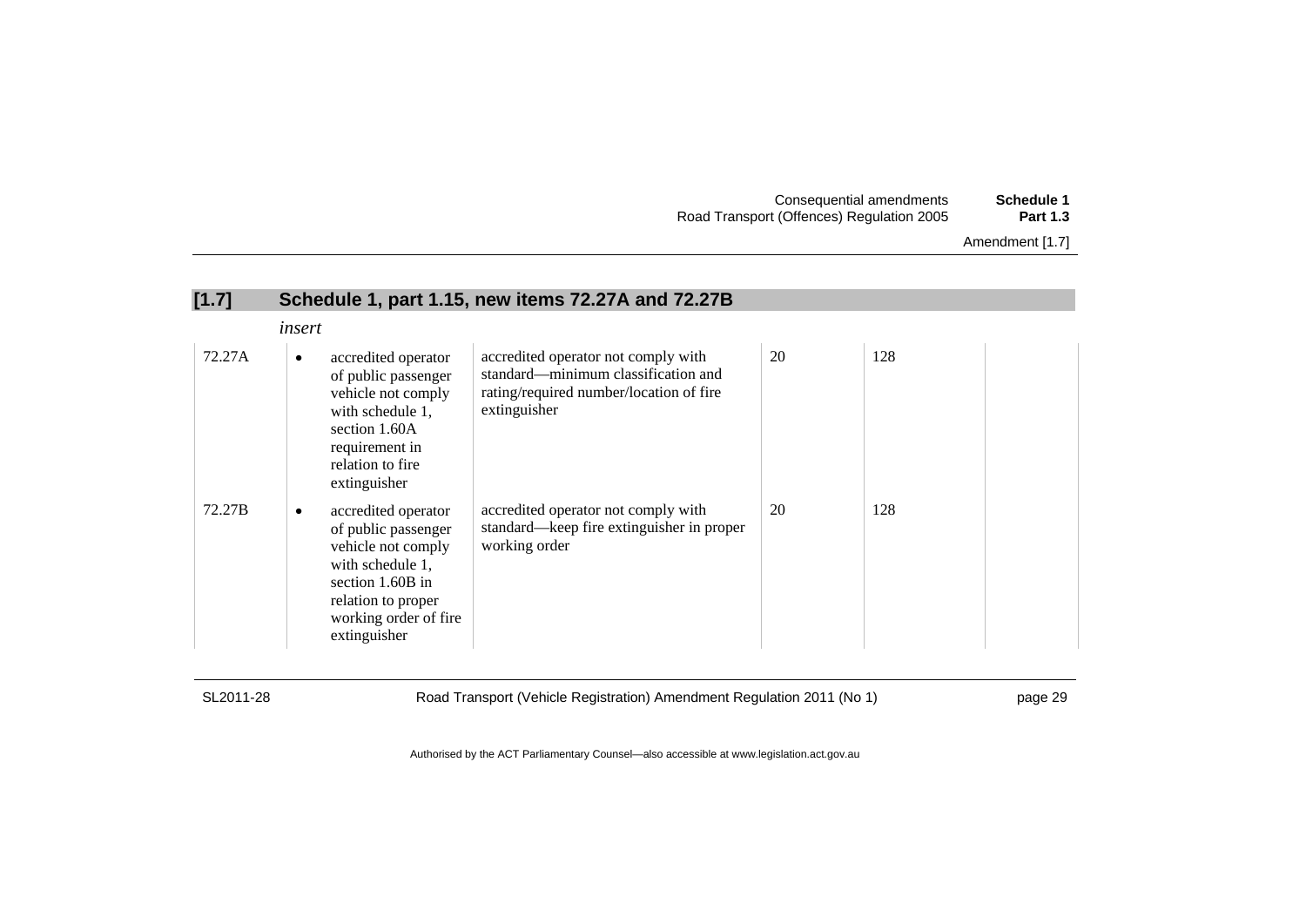## [1.7] Schedule 1, part 1.15, new items 72.27A and 72.27B

*insert*

| | | | | | |
|---|---|---|---|---|---|
| 72.27A | • accredited operator of public passenger vehicle not comply with schedule 1, section 1.60A requirement in relation to fire extinguisher | accredited operator not comply with standard—minimum classification and rating/required number/location of fire extinguisher | 20 | 128 | |
| 72.27B | • accredited operator of public passenger vehicle not comply with schedule 1, section 1.60B in relation to proper working order of fire extinguisher | accredited operator not comply with standard—keep fire extinguisher in proper working order | 20 | 128 | |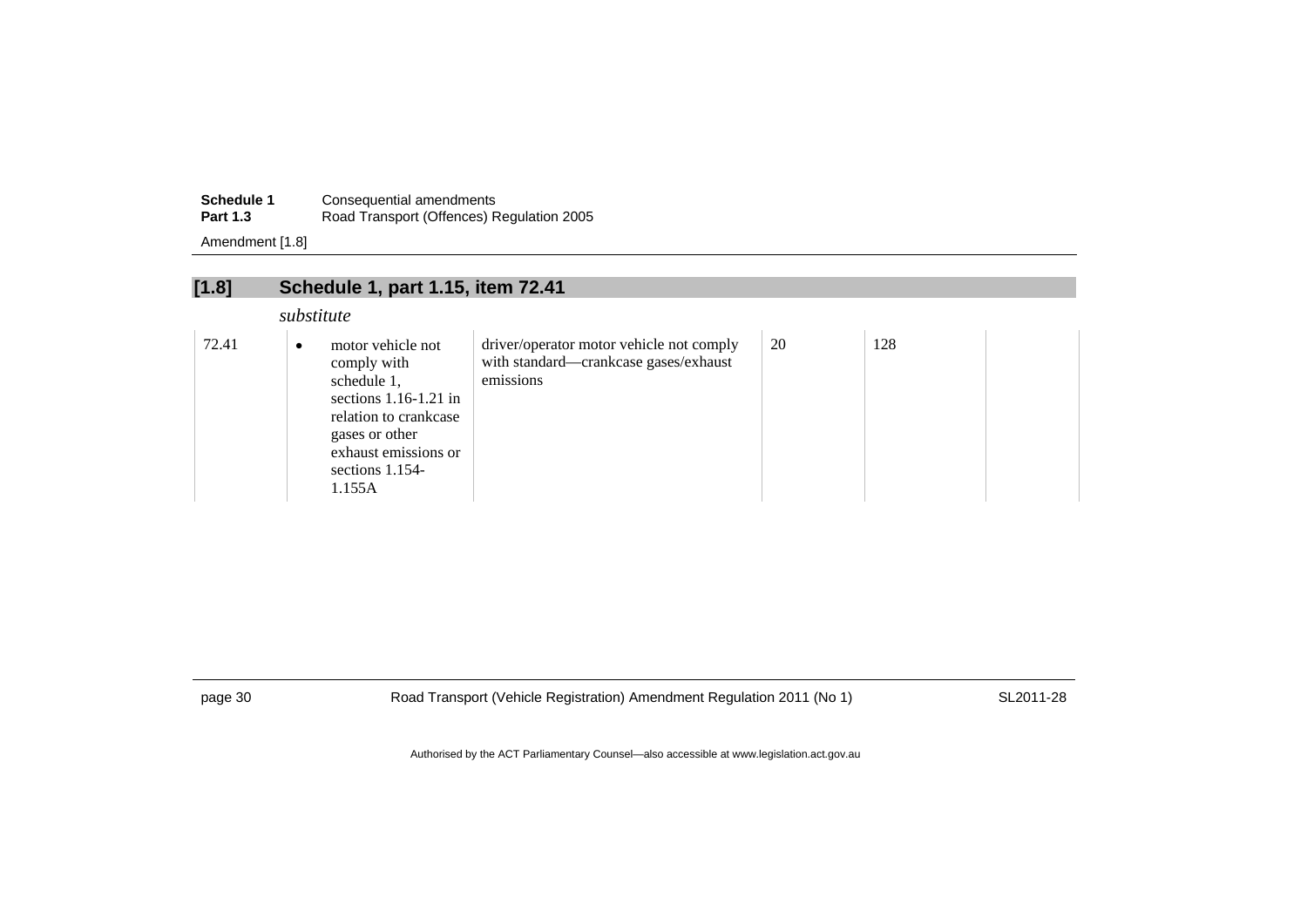## [1.8] Schedule 1, part 1.15, item 72.41

*substitute*

| | | | | | |
|---|---|---|---|---|---|
| 72.41 | • motor vehicle not comply with schedule 1, sections 1.16-1.21 in relation to crankcase gases or other exhaust emissions or sections 1.154-1.155A | driver/operator motor vehicle not comply with standard—crankcase gases/exhaust emissions | 20 | 128 | |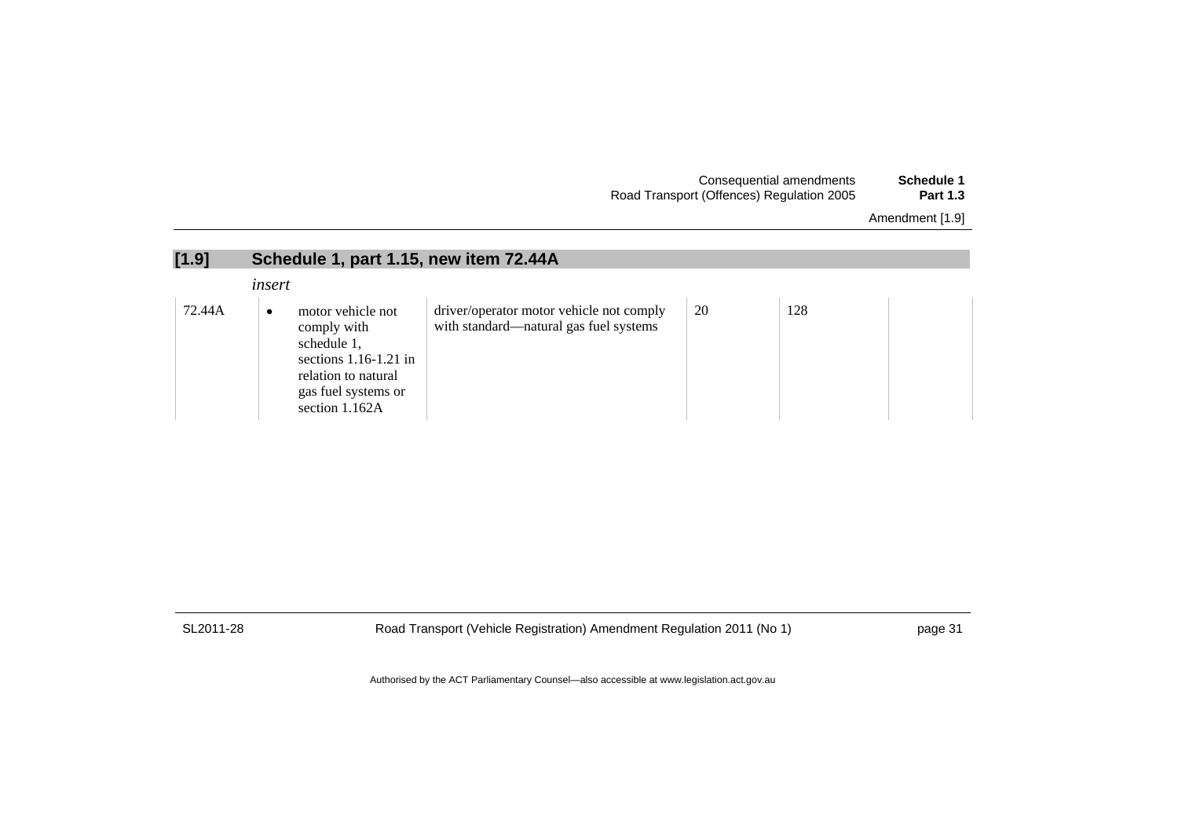## [1.9] Schedule 1, part 1.15, new item 72.44A

*insert*

| | | | | | |
|---|---|---|---|---|---|
| 72.44A | • motor vehicle not comply with schedule 1, sections 1.16-1.21 in relation to natural gas fuel systems or section 1.162A | driver/operator motor vehicle not comply with standard—natural gas fuel systems | 20 | 128 | |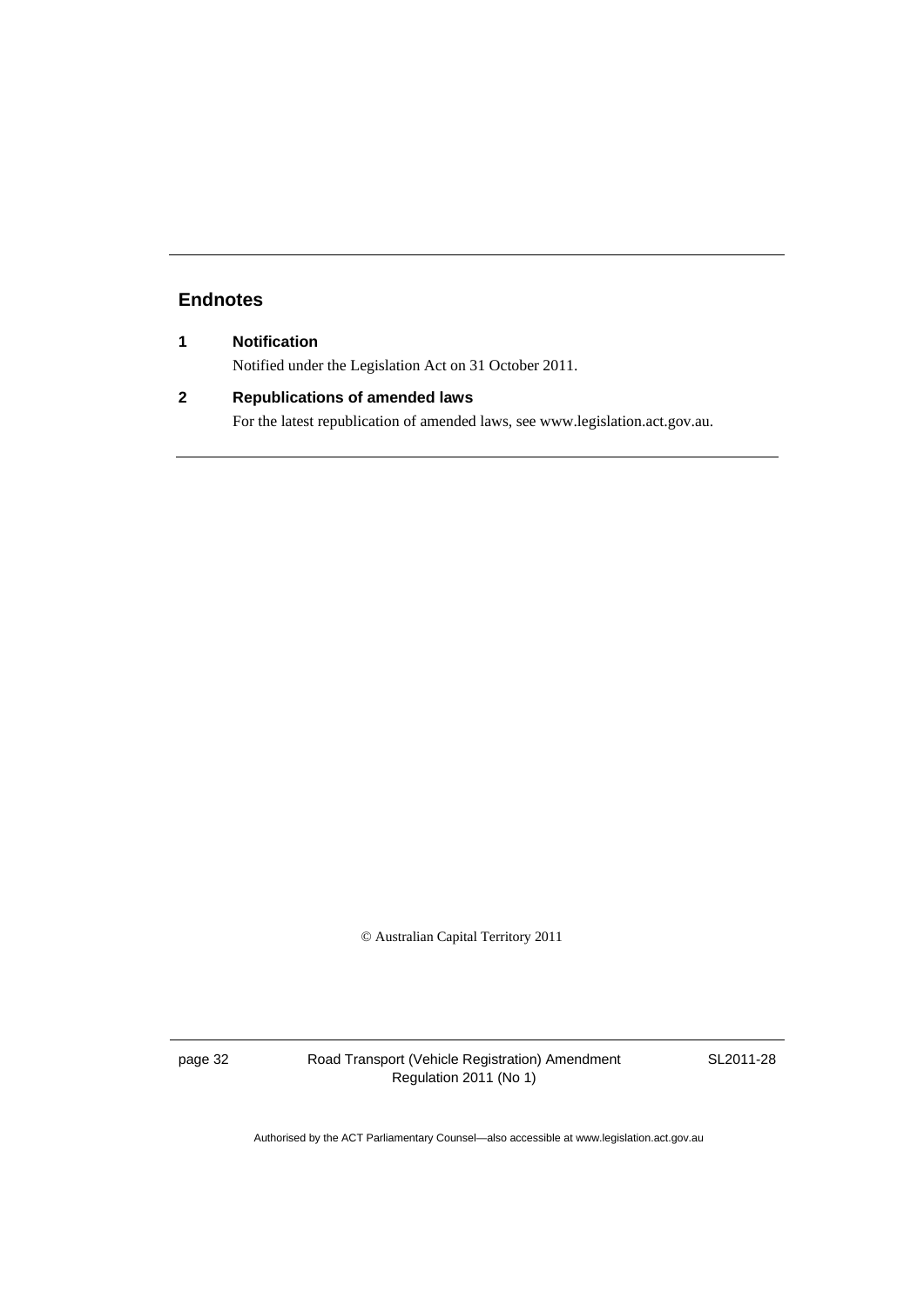## Endnotes

### 1 Notification

Notified under the Legislation Act on 31 October 2011.

### 2 Republications of amended laws

For the latest republication of amended laws, see www.legislation.act.gov.au.

© Australian Capital Territory 2011